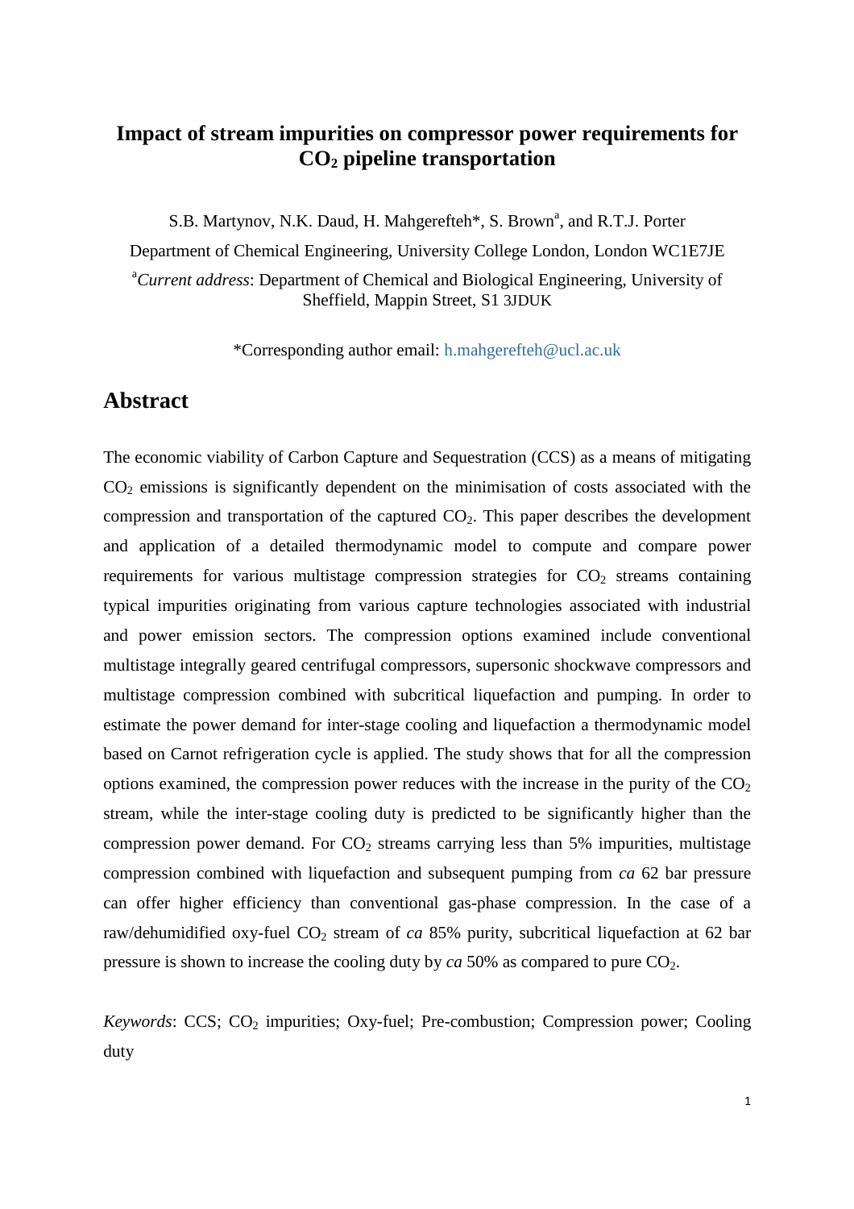# Impact of stream impurities on compressor power requirements for $CO_2$ pipeline transportation

S.B. Martynov, N.K. Daud, H. Mahgerefteh*, S. Brown[a], and R.T.J. Porter

Department of Chemical Engineering, University College London, London WC1E7JE

[a]*Current address*: Department of Chemical and Biological Engineering, University of Sheffield, Mappin Street, S1 3JDUK

*Corresponding author email: h.mahgerefteh@ucl.ac.uk

## Abstract

The economic viability of Carbon Capture and Sequestration (CCS) as a means of mitigating $CO_2$ emissions is significantly dependent on the minimisation of costs associated with the compression and transportation of the captured $CO_2$. This paper describes the development and application of a detailed thermodynamic model to compute and compare power requirements for various multistage compression strategies for $CO_2$ streams containing typical impurities originating from various capture technologies associated with industrial and power emission sectors. The compression options examined include conventional multistage integrally geared centrifugal compressors, supersonic shockwave compressors and multistage compression combined with subcritical liquefaction and pumping. In order to estimate the power demand for inter-stage cooling and liquefaction a thermodynamic model based on Carnot refrigeration cycle is applied. The study shows that for all the compression options examined, the compression power reduces with the increase in the purity of the $CO_2$ stream, while the inter-stage cooling duty is predicted to be significantly higher than the compression power demand. For $CO_2$ streams carrying less than 5% impurities, multistage compression combined with liquefaction and subsequent pumping from *ca* 62 bar pressure can offer higher efficiency than conventional gas-phase compression. In the case of a raw/dehumidified oxy-fuel $CO_2$ stream of *ca* 85% purity, subcritical liquefaction at 62 bar pressure is shown to increase the cooling duty by *ca* 50% as compared to pure $CO_2$.

*Keywords*: CCS; $CO_2$ impurities; Oxy-fuel; Pre-combustion; Compression power; Cooling duty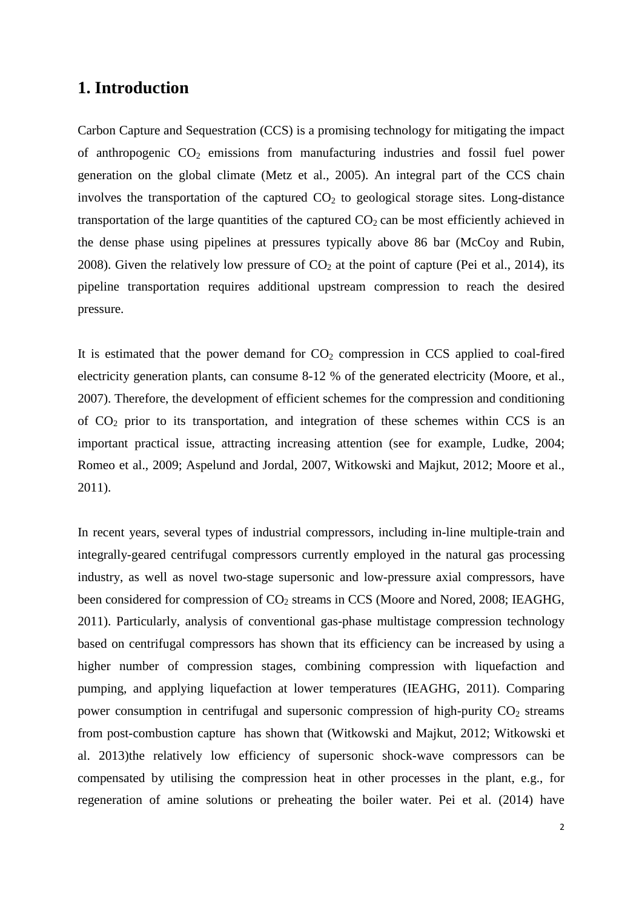# 1. Introduction

Carbon Capture and Sequestration (CCS) is a promising technology for mitigating the impact of anthropogenic $CO_2$ emissions from manufacturing industries and fossil fuel power generation on the global climate (Metz et al., 2005). An integral part of the CCS chain involves the transportation of the captured $CO_2$ to geological storage sites. Long-distance transportation of the large quantities of the captured $CO_2$ can be most efficiently achieved in the dense phase using pipelines at pressures typically above 86 bar (McCoy and Rubin, 2008). Given the relatively low pressure of $CO_2$ at the point of capture (Pei et al., 2014), its pipeline transportation requires additional upstream compression to reach the desired pressure.

It is estimated that the power demand for $CO_2$ compression in CCS applied to coal-fired electricity generation plants, can consume 8-12 % of the generated electricity (Moore, et al., 2007). Therefore, the development of efficient schemes for the compression and conditioning of $CO_2$ prior to its transportation, and integration of these schemes within CCS is an important practical issue, attracting increasing attention (see for example, Ludke, 2004; Romeo et al., 2009; Aspelund and Jordal, 2007, Witkowski and Majkut, 2012; Moore et al., 2011).

In recent years, several types of industrial compressors, including in-line multiple-train and integrally-geared centrifugal compressors currently employed in the natural gas processing industry, as well as novel two-stage supersonic and low-pressure axial compressors, have been considered for compression of $CO_2$ streams in CCS (Moore and Nored, 2008; IEAGHG, 2011). Particularly, analysis of conventional gas-phase multistage compression technology based on centrifugal compressors has shown that its efficiency can be increased by using a higher number of compression stages, combining compression with liquefaction and pumping, and applying liquefaction at lower temperatures (IEAGHG, 2011). Comparing power consumption in centrifugal and supersonic compression of high-purity $CO_2$ streams from post-combustion capture has shown that (Witkowski and Majkut, 2012; Witkowski et al. 2013)the relatively low efficiency of supersonic shock-wave compressors can be compensated by utilising the compression heat in other processes in the plant, e.g., for regeneration of amine solutions or preheating the boiler water. Pei et al. (2014) have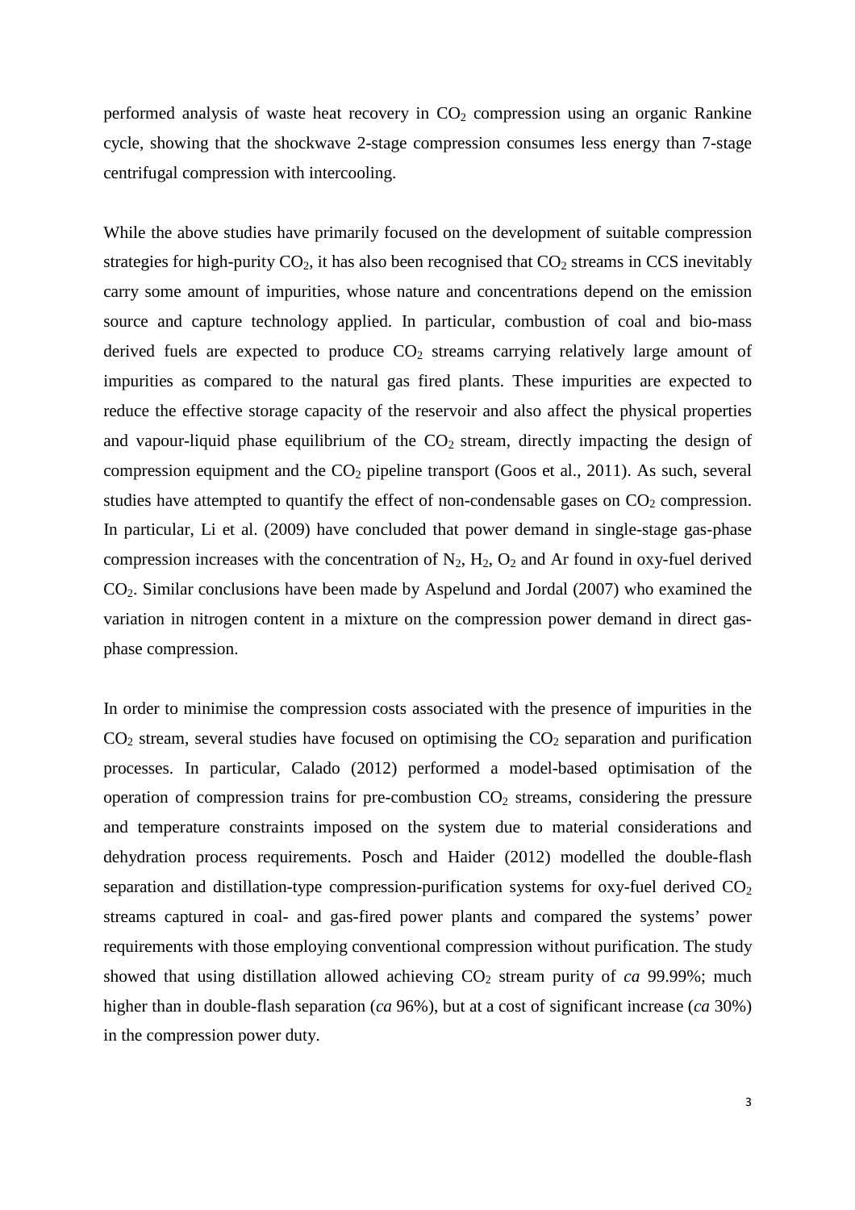performed analysis of waste heat recovery in $CO_2$ compression using an organic Rankine cycle, showing that the shockwave 2-stage compression consumes less energy than 7-stage centrifugal compression with intercooling.

While the above studies have primarily focused on the development of suitable compression strategies for high-purity $CO_2$, it has also been recognised that $CO_2$ streams in CCS inevitably carry some amount of impurities, whose nature and concentrations depend on the emission source and capture technology applied. In particular, combustion of coal and bio-mass derived fuels are expected to produce $CO_2$ streams carrying relatively large amount of impurities as compared to the natural gas fired plants. These impurities are expected to reduce the effective storage capacity of the reservoir and also affect the physical properties and vapour-liquid phase equilibrium of the $CO_2$ stream, directly impacting the design of compression equipment and the $CO_2$ pipeline transport (Goos et al., 2011). As such, several studies have attempted to quantify the effect of non-condensable gases on $CO_2$ compression. In particular, Li et al. (2009) have concluded that power demand in single-stage gas-phase compression increases with the concentration of $N_2$, $H_2$, $O_2$ and Ar found in oxy-fuel derived $CO_2$. Similar conclusions have been made by Aspelund and Jordal (2007) who examined the variation in nitrogen content in a mixture on the compression power demand in direct gas-phase compression.

In order to minimise the compression costs associated with the presence of impurities in the $CO_2$ stream, several studies have focused on optimising the $CO_2$ separation and purification processes. In particular, Calado (2012) performed a model-based optimisation of the operation of compression trains for pre-combustion $CO_2$ streams, considering the pressure and temperature constraints imposed on the system due to material considerations and dehydration process requirements. Posch and Haider (2012) modelled the double-flash separation and distillation-type compression-purification systems for oxy-fuel derived $CO_2$ streams captured in coal- and gas-fired power plants and compared the systems' power requirements with those employing conventional compression without purification. The study showed that using distillation allowed achieving $CO_2$ stream purity of *ca* 99.99%; much higher than in double-flash separation (*ca* 96%), but at a cost of significant increase (*ca* 30%) in the compression power duty.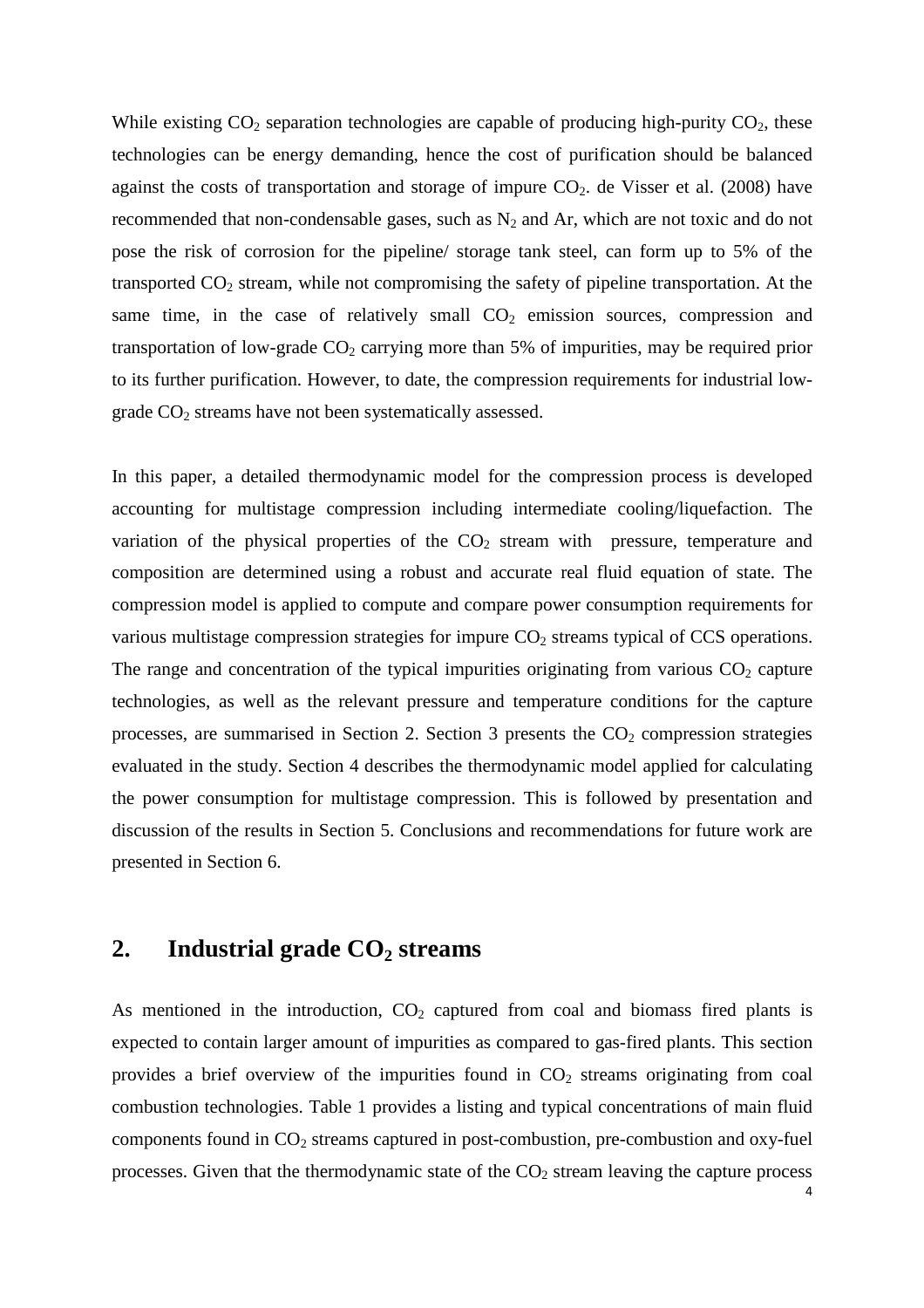While existing $CO_2$ separation technologies are capable of producing high-purity $CO_2$, these technologies can be energy demanding, hence the cost of purification should be balanced against the costs of transportation and storage of impure $CO_2$. de Visser et al. (2008) have recommended that non-condensable gases, such as $N_2$ and Ar, which are not toxic and do not pose the risk of corrosion for the pipeline/ storage tank steel, can form up to 5% of the transported $CO_2$ stream, while not compromising the safety of pipeline transportation. At the same time, in the case of relatively small $CO_2$ emission sources, compression and transportation of low-grade $CO_2$ carrying more than 5% of impurities, may be required prior to its further purification. However, to date, the compression requirements for industrial low-grade $CO_2$ streams have not been systematically assessed.

In this paper, a detailed thermodynamic model for the compression process is developed accounting for multistage compression including intermediate cooling/liquefaction. The variation of the physical properties of the $CO_2$ stream with pressure, temperature and composition are determined using a robust and accurate real fluid equation of state. The compression model is applied to compute and compare power consumption requirements for various multistage compression strategies for impure $CO_2$ streams typical of CCS operations. The range and concentration of the typical impurities originating from various $CO_2$ capture technologies, as well as the relevant pressure and temperature conditions for the capture processes, are summarised in Section 2. Section 3 presents the $CO_2$ compression strategies evaluated in the study. Section 4 describes the thermodynamic model applied for calculating the power consumption for multistage compression. This is followed by presentation and discussion of the results in Section 5. Conclusions and recommendations for future work are presented in Section 6.

## 2. Industrial grade $CO_2$ streams

As mentioned in the introduction, $CO_2$ captured from coal and biomass fired plants is expected to contain larger amount of impurities as compared to gas-fired plants. This section provides a brief overview of the impurities found in $CO_2$ streams originating from coal combustion technologies. Table 1 provides a listing and typical concentrations of main fluid components found in $CO_2$ streams captured in post-combustion, pre-combustion and oxy-fuel processes. Given that the thermodynamic state of the $CO_2$ stream leaving the capture process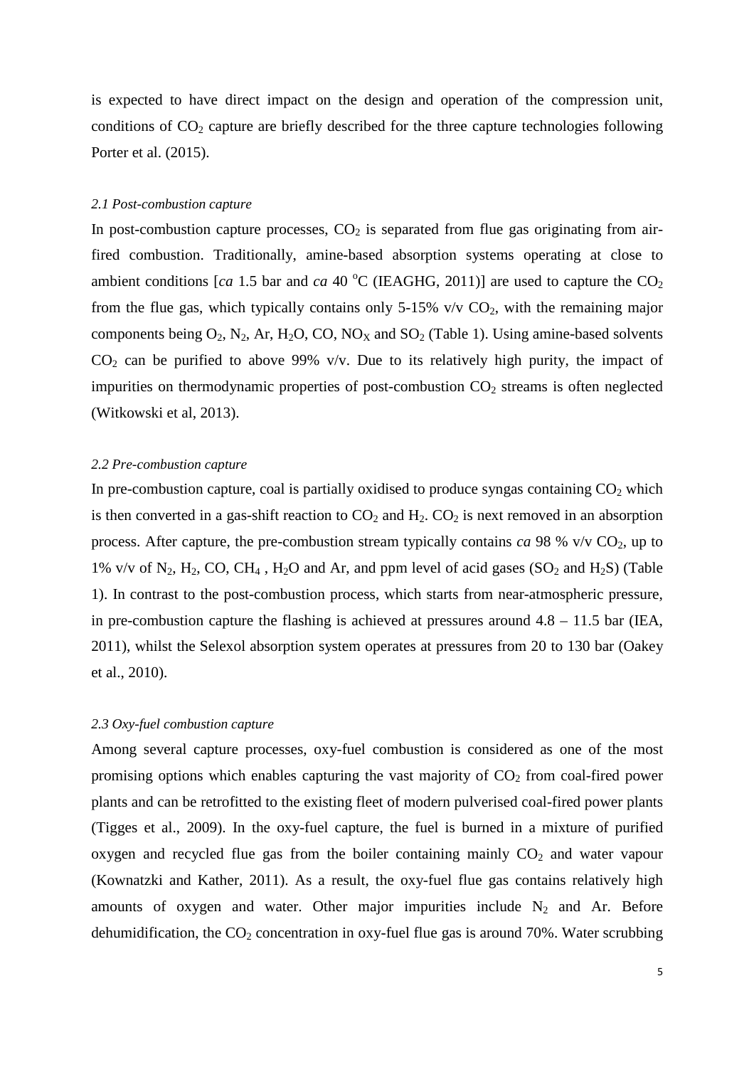is expected to have direct impact on the design and operation of the compression unit, conditions of $CO_2$ capture are briefly described for the three capture technologies following Porter et al. (2015).

### *2.1 Post-combustion capture*

In post-combustion capture processes, $CO_2$ is separated from flue gas originating from air-fired combustion. Traditionally, amine-based absorption systems operating at close to ambient conditions [*ca* 1.5 bar and *ca* 40 $^{o}C$ (IEAGHG, 2011)] are used to capture the $CO_2$ from the flue gas, which typically contains only 5-15% v/v $CO_2$, with the remaining major components being $O_2$, $N_2$, Ar, $H_2O$, CO, $NO_X$ and $SO_2$ (Table 1). Using amine-based solvents $CO_2$ can be purified to above 99% v/v. Due to its relatively high purity, the impact of impurities on thermodynamic properties of post-combustion $CO_2$ streams is often neglected (Witkowski et al, 2013).

### *2.2 Pre-combustion capture*

In pre-combustion capture, coal is partially oxidised to produce syngas containing $CO_2$ which is then converted in a gas-shift reaction to $CO_2$ and $H_2$. $CO_2$ is next removed in an absorption process. After capture, the pre-combustion stream typically contains *ca* 98 % v/v $CO_2$, up to 1% v/v of $N_2$, $H_2$, CO, $CH_4$ , $H_2O$ and Ar, and ppm level of acid gases ($SO_2$ and $H_2S$) (Table 1). In contrast to the post-combustion process, which starts from near-atmospheric pressure, in pre-combustion capture the flashing is achieved at pressures around 4.8 – 11.5 bar (IEA, 2011), whilst the Selexol absorption system operates at pressures from 20 to 130 bar (Oakey et al., 2010).

### *2.3 Oxy-fuel combustion capture*

Among several capture processes, oxy-fuel combustion is considered as one of the most promising options which enables capturing the vast majority of $CO_2$ from coal-fired power plants and can be retrofitted to the existing fleet of modern pulverised coal-fired power plants (Tigges et al., 2009). In the oxy-fuel capture, the fuel is burned in a mixture of purified oxygen and recycled flue gas from the boiler containing mainly $CO_2$ and water vapour (Kownatzki and Kather, 2011). As a result, the oxy-fuel flue gas contains relatively high amounts of oxygen and water. Other major impurities include $N_2$ and Ar. Before dehumidification, the $CO_2$ concentration in oxy-fuel flue gas is around 70%. Water scrubbing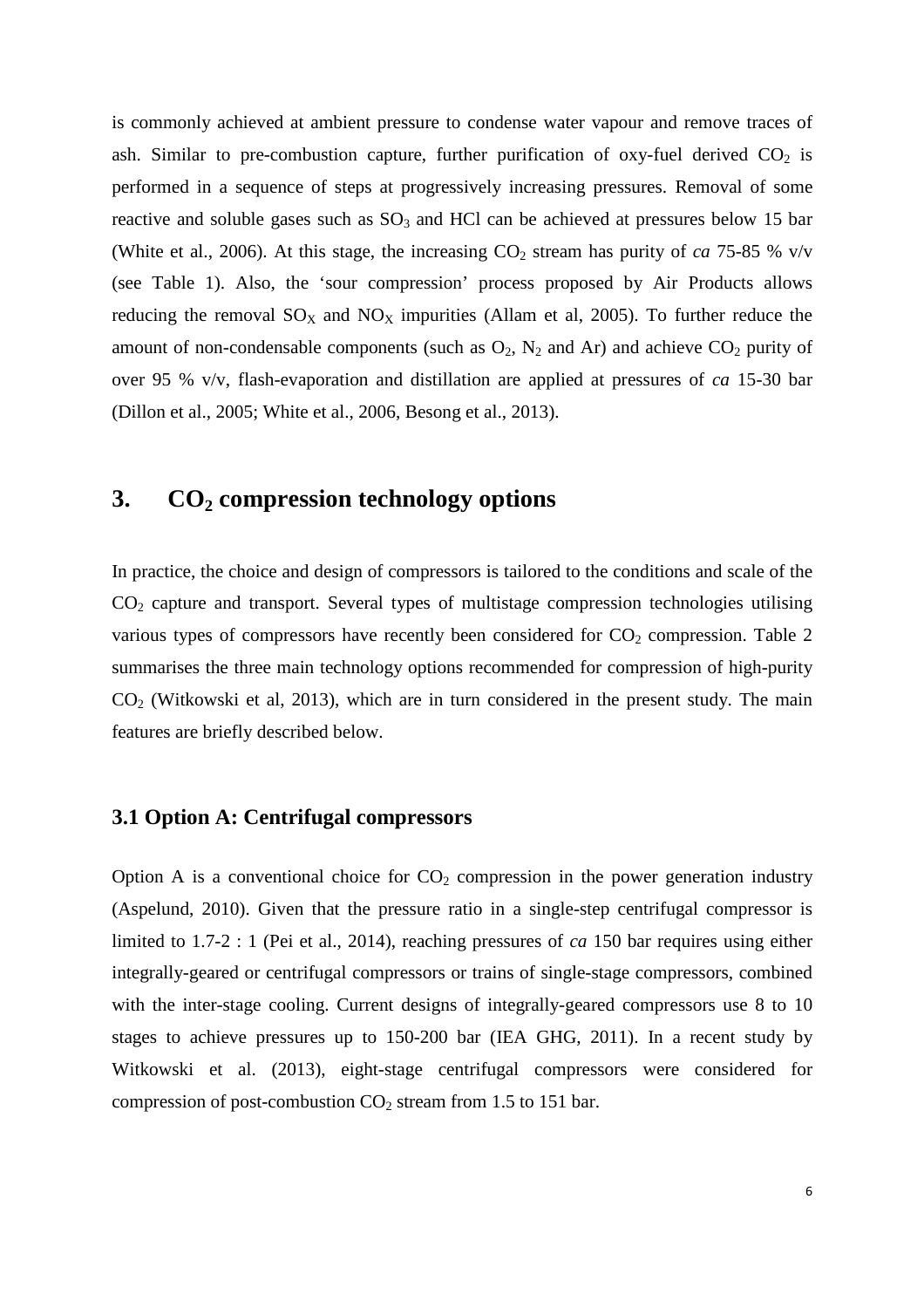is commonly achieved at ambient pressure to condense water vapour and remove traces of ash. Similar to pre-combustion capture, further purification of oxy-fuel derived $CO_2$ is performed in a sequence of steps at progressively increasing pressures. Removal of some reactive and soluble gases such as $SO_3$ and HCl can be achieved at pressures below 15 bar (White et al., 2006). At this stage, the increasing $CO_2$ stream has purity of *ca* 75-85 % v/v (see Table 1). Also, the 'sour compression' process proposed by Air Products allows reducing the removal $SO_X$ and $NO_X$ impurities (Allam et al, 2005). To further reduce the amount of non-condensable components (such as $O_2$, $N_2$ and Ar) and achieve $CO_2$ purity of over 95 % v/v, flash-evaporation and distillation are applied at pressures of *ca* 15-30 bar (Dillon et al., 2005; White et al., 2006, Besong et al., 2013).

# 3. $CO_2$ compression technology options

In practice, the choice and design of compressors is tailored to the conditions and scale of the $CO_2$ capture and transport. Several types of multistage compression technologies utilising various types of compressors have recently been considered for $CO_2$ compression. Table 2 summarises the three main technology options recommended for compression of high-purity $CO_2$ (Witkowski et al, 2013), which are in turn considered in the present study. The main features are briefly described below.

## 3.1 Option A: Centrifugal compressors

Option A is a conventional choice for $CO_2$ compression in the power generation industry (Aspelund, 2010). Given that the pressure ratio in a single-step centrifugal compressor is limited to 1.7-2 : 1 (Pei et al., 2014), reaching pressures of *ca* 150 bar requires using either integrally-geared or centrifugal compressors or trains of single-stage compressors, combined with the inter-stage cooling. Current designs of integrally-geared compressors use 8 to 10 stages to achieve pressures up to 150-200 bar (IEA GHG, 2011). In a recent study by Witkowski et al. (2013), eight-stage centrifugal compressors were considered for compression of post-combustion $CO_2$ stream from 1.5 to 151 bar.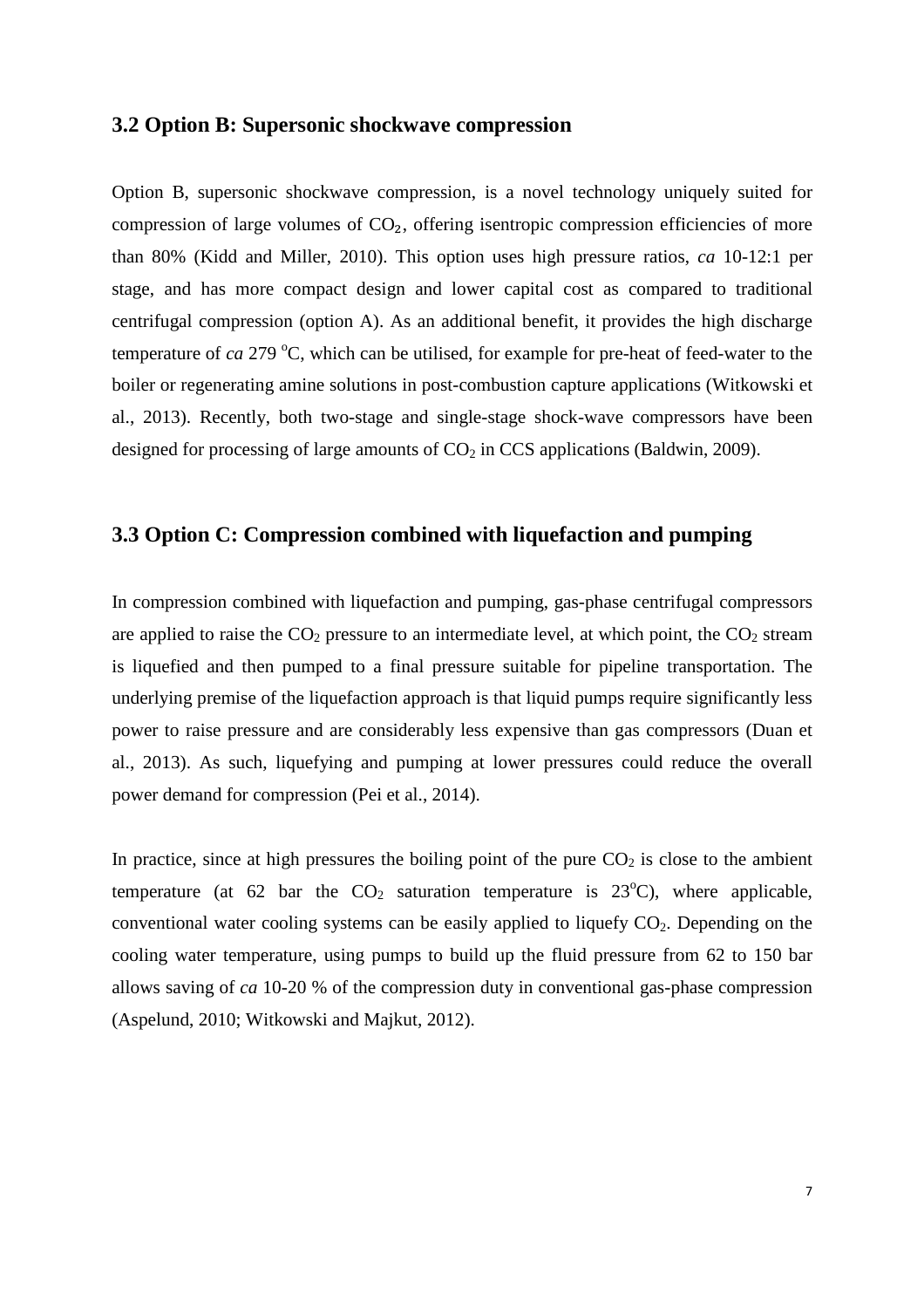## 3.2 Option B: Supersonic shockwave compression

Option B, supersonic shockwave compression, is a novel technology uniquely suited for compression of large volumes of $CO_2$, offering isentropic compression efficiencies of more than 80% (Kidd and Miller, 2010). This option uses high pressure ratios, *ca* 10-12:1 per stage, and has more compact design and lower capital cost as compared to traditional centrifugal compression (option A). As an additional benefit, it provides the high discharge temperature of *ca* 279 $^{o}$C, which can be utilised, for example for pre-heat of feed-water to the boiler or regenerating amine solutions in post-combustion capture applications (Witkowski et al., 2013). Recently, both two-stage and single-stage shock-wave compressors have been designed for processing of large amounts of $CO_2$ in CCS applications (Baldwin, 2009).

## 3.3 Option C: Compression combined with liquefaction and pumping

In compression combined with liquefaction and pumping, gas-phase centrifugal compressors are applied to raise the $CO_2$ pressure to an intermediate level, at which point, the $CO_2$ stream is liquefied and then pumped to a final pressure suitable for pipeline transportation. The underlying premise of the liquefaction approach is that liquid pumps require significantly less power to raise pressure and are considerably less expensive than gas compressors (Duan et al., 2013). As such, liquefying and pumping at lower pressures could reduce the overall power demand for compression (Pei et al., 2014).

In practice, since at high pressures the boiling point of the pure $CO_2$ is close to the ambient temperature (at 62 bar the $CO_2$ saturation temperature is 23$^{o}$C), where applicable, conventional water cooling systems can be easily applied to liquefy $CO_2$. Depending on the cooling water temperature, using pumps to build up the fluid pressure from 62 to 150 bar allows saving of *ca* 10-20 % of the compression duty in conventional gas-phase compression (Aspelund, 2010; Witkowski and Majkut, 2012).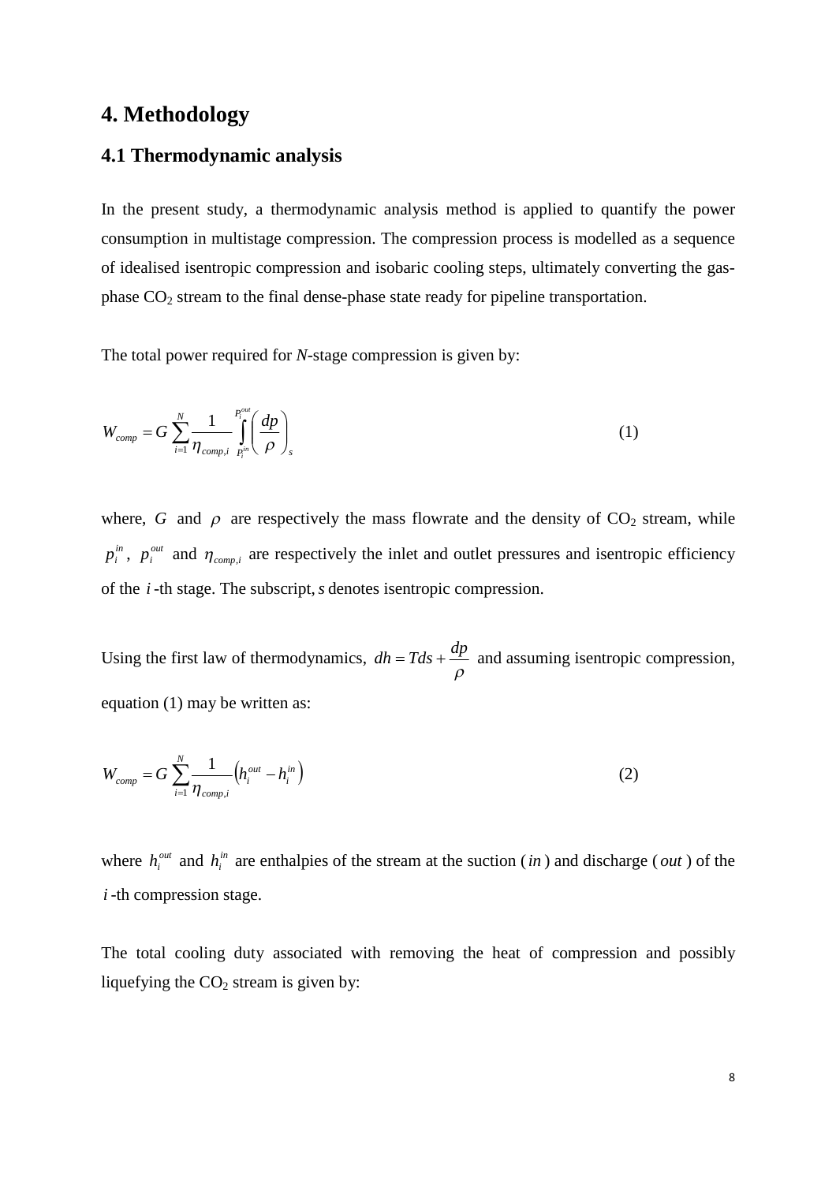# 4. Methodology

## 4.1 Thermodynamic analysis

In the present study, a thermodynamic analysis method is applied to quantify the power consumption in multistage compression. The compression process is modelled as a sequence of idealised isentropic compression and isobaric cooling steps, ultimately converting the gas-phase $CO_2$ stream to the final dense-phase state ready for pipeline transportation.

The total power required for *N*-stage compression is given by:

$$W_{comp} = G\sum_{i=1}^{N}\frac{1}{\eta_{comp,i}}\int_{P_i^{in}}^{P_i^{out}}\left(\frac{dp}{\rho}\right)_s \tag{1}$$

where, $G$ and $\rho$ are respectively the mass flowrate and the density of $CO_2$ stream, while $p_i^{in}$, $p_i^{out}$ and $\eta_{comp,i}$ are respectively the inlet and outlet pressures and isentropic efficiency of the $i$-th stage. The subscript, $s$ denotes isentropic compression.

Using the first law of thermodynamics, $dh = Tds + \frac{dp}{\rho}$ and assuming isentropic compression, equation (1) may be written as:

$$W_{comp} = G\sum_{i=1}^{N}\frac{1}{\eta_{comp,i}}\left(h_i^{out} - h_i^{in}\right) \tag{2}$$

where $h_i^{out}$ and $h_i^{in}$ are enthalpies of the stream at the suction ($in$) and discharge ($out$) of the $i$-th compression stage.

The total cooling duty associated with removing the heat of compression and possibly liquefying the $CO_2$ stream is given by: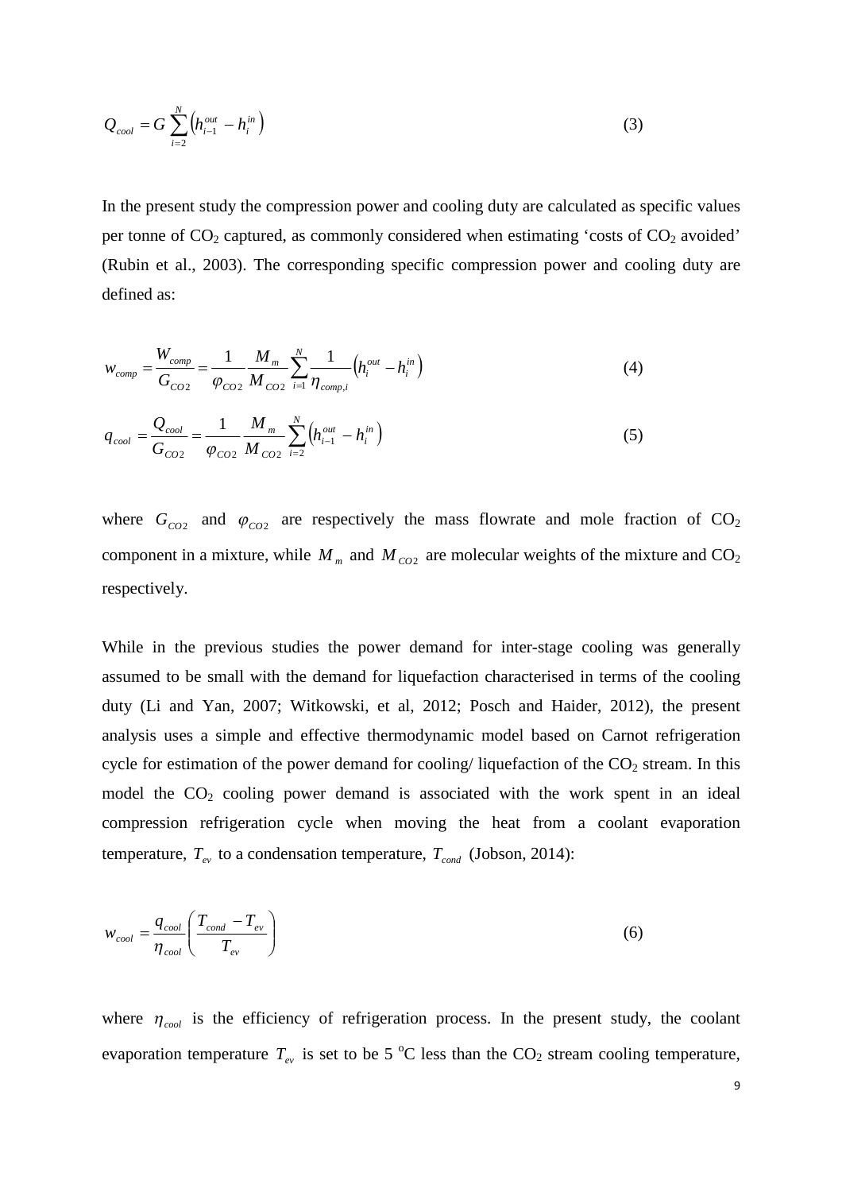$$Q_{cool} = G \sum_{i=2}^{N} \left( h_{i-1}^{out} - h_i^{in} \right) \tag{3}$$

In the present study the compression power and cooling duty are calculated as specific values per tonne of $CO_2$ captured, as commonly considered when estimating 'costs of $CO_2$ avoided' (Rubin et al., 2003). The corresponding specific compression power and cooling duty are defined as:

$$w_{comp} = \frac{W_{comp}}{G_{CO2}} = \frac{1}{\varphi_{CO2}} \frac{M_m}{M_{CO2}} \sum_{i=1}^{N} \frac{1}{\eta_{comp,i}} \left( h_i^{out} - h_i^{in} \right) \tag{4}$$

$$q_{cool} = \frac{Q_{cool}}{G_{CO2}} = \frac{1}{\varphi_{CO2}} \frac{M_m}{M_{CO2}} \sum_{i=2}^{N} \left( h_{i-1}^{out} - h_i^{in} \right) \tag{5}$$

where $G_{CO2}$ and $\varphi_{CO2}$ are respectively the mass flowrate and mole fraction of $CO_2$ component in a mixture, while $M_m$ and $M_{CO2}$ are molecular weights of the mixture and $CO_2$ respectively.

While in the previous studies the power demand for inter-stage cooling was generally assumed to be small with the demand for liquefaction characterised in terms of the cooling duty (Li and Yan, 2007; Witkowski, et al, 2012; Posch and Haider, 2012), the present analysis uses a simple and effective thermodynamic model based on Carnot refrigeration cycle for estimation of the power demand for cooling/ liquefaction of the $CO_2$ stream. In this model the $CO_2$ cooling power demand is associated with the work spent in an ideal compression refrigeration cycle when moving the heat from a coolant evaporation temperature, $T_{ev}$ to a condensation temperature, $T_{cond}$ (Jobson, 2014):

$$w_{cool} = \frac{q_{cool}}{\eta_{cool}} \left( \frac{T_{cond} - T_{ev}}{T_{ev}} \right) \tag{6}$$

where $\eta_{cool}$ is the efficiency of refrigeration process. In the present study, the coolant evaporation temperature $T_{ev}$ is set to be 5 $^{o}$C less than the $CO_2$ stream cooling temperature,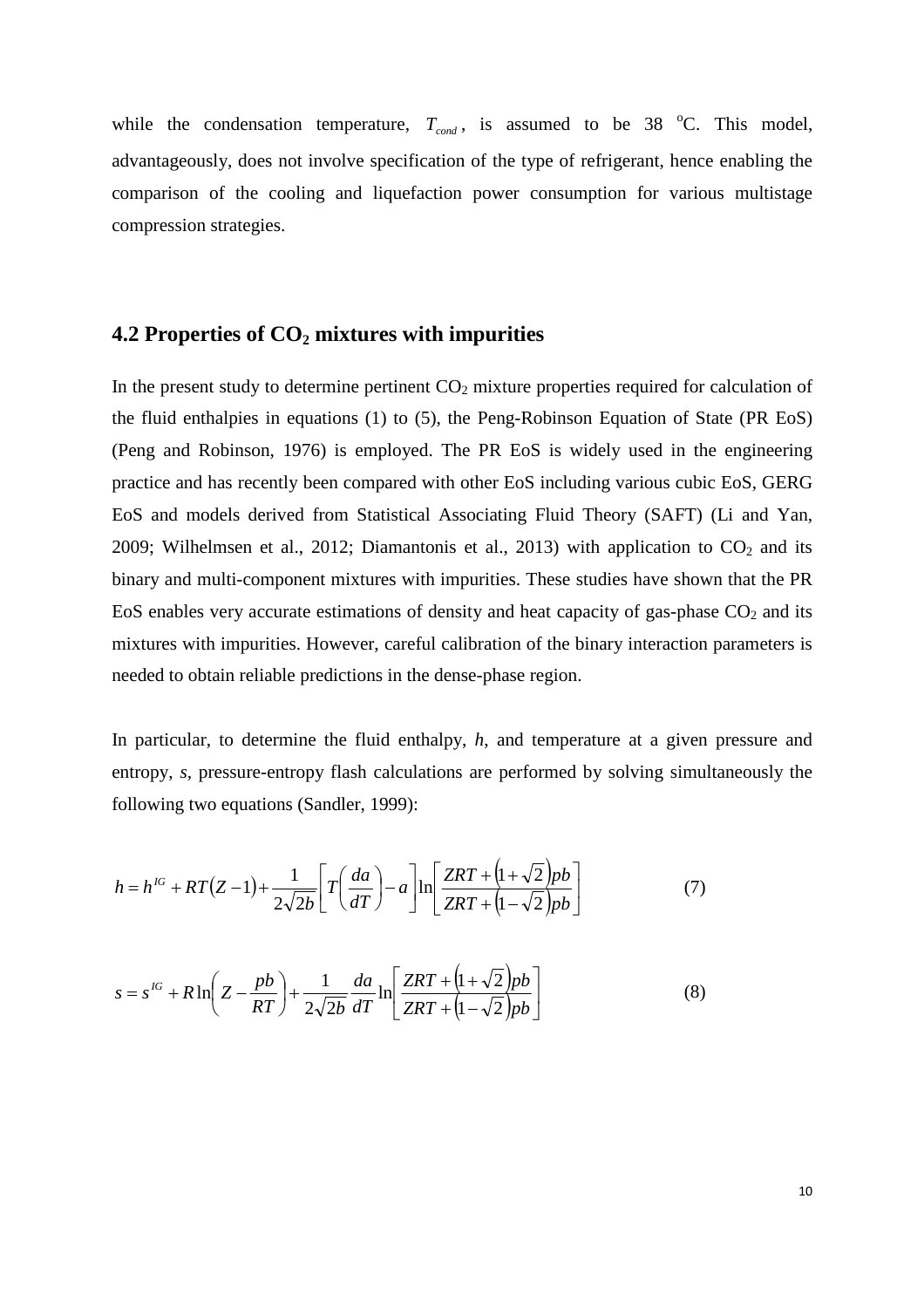while the condensation temperature, $T_{cond}$, is assumed to be 38 °C. This model, advantageously, does not involve specification of the type of refrigerant, hence enabling the comparison of the cooling and liquefaction power consumption for various multistage compression strategies.

## 4.2 Properties of $CO_2$ mixtures with impurities

In the present study to determine pertinent $CO_2$ mixture properties required for calculation of the fluid enthalpies in equations (1) to (5), the Peng-Robinson Equation of State (PR EoS) (Peng and Robinson, 1976) is employed. The PR EoS is widely used in the engineering practice and has recently been compared with other EoS including various cubic EoS, GERG EoS and models derived from Statistical Associating Fluid Theory (SAFT) (Li and Yan, 2009; Wilhelmsen et al., 2012; Diamantonis et al., 2013) with application to $CO_2$ and its binary and multi-component mixtures with impurities. These studies have shown that the PR EoS enables very accurate estimations of density and heat capacity of gas-phase $CO_2$ and its mixtures with impurities. However, careful calibration of the binary interaction parameters is needed to obtain reliable predictions in the dense-phase region.

In particular, to determine the fluid enthalpy, *h*, and temperature at a given pressure and entropy, *s*, pressure-entropy flash calculations are performed by solving simultaneously the following two equations (Sandler, 1999):

$$h = h^{IG} + RT(Z-1) + \frac{1}{2\sqrt{2}b}\left[T\left(\frac{da}{dT}\right) - a\right]\ln\left[\frac{ZRT + \left(1+\sqrt{2}\right)pb}{ZRT + \left(1-\sqrt{2}\right)pb}\right] \tag{7}$$

$$s = s^{IG} + R\ln\left(Z - \frac{pb}{RT}\right) + \frac{1}{2\sqrt{2}b}\frac{da}{dT}\ln\left[\frac{ZRT + \left(1+\sqrt{2}\right)pb}{ZRT + \left(1-\sqrt{2}\right)pb}\right] \tag{8}$$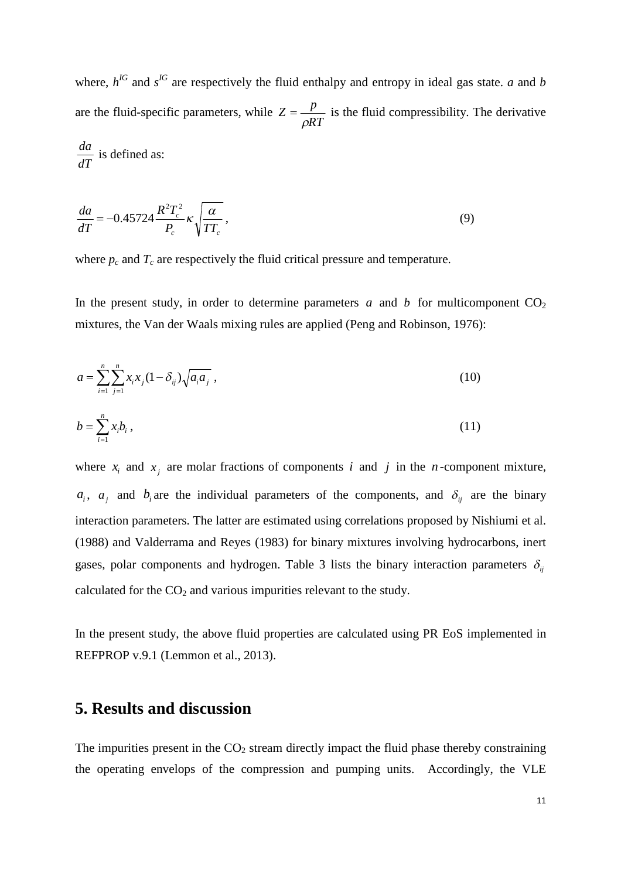where, $h^{IG}$ and $s^{IG}$ are respectively the fluid enthalpy and entropy in ideal gas state. $a$ and $b$ are the fluid-specific parameters, while $Z = \frac{p}{\rho RT}$ is the fluid compressibility. The derivative $\frac{da}{dT}$ is defined as:

$$\frac{da}{dT} = -0.45724 \frac{R^2 T_c^2}{P_c} \kappa \sqrt{\frac{\alpha}{T T_c}} , \tag{9}$$

where $p_c$ and $T_c$ are respectively the fluid critical pressure and temperature.

In the present study, in order to determine parameters $a$ and $b$ for multicomponent $CO_2$ mixtures, the Van der Waals mixing rules are applied (Peng and Robinson, 1976):

$$a = \sum_{i=1}^{n} \sum_{j=1}^{n} x_i x_j (1 - \delta_{ij}) \sqrt{a_i a_j} , \tag{10}$$

$$b = \sum_{i=1}^{n} x_i b_i , \tag{11}$$

where $x_i$ and $x_j$ are molar fractions of components $i$ and $j$ in the $n$-component mixture, $a_i$, $a_j$ and $b_i$ are the individual parameters of the components, and $\delta_{ij}$ are the binary interaction parameters. The latter are estimated using correlations proposed by Nishiumi et al. (1988) and Valderrama and Reyes (1983) for binary mixtures involving hydrocarbons, inert gases, polar components and hydrogen. Table 3 lists the binary interaction parameters $\delta_{ij}$ calculated for the $CO_2$ and various impurities relevant to the study.

In the present study, the above fluid properties are calculated using PR EoS implemented in REFPROP v.9.1 (Lemmon et al., 2013).

## 5. Results and discussion

The impurities present in the $CO_2$ stream directly impact the fluid phase thereby constraining the operating envelops of the compression and pumping units. Accordingly, the VLE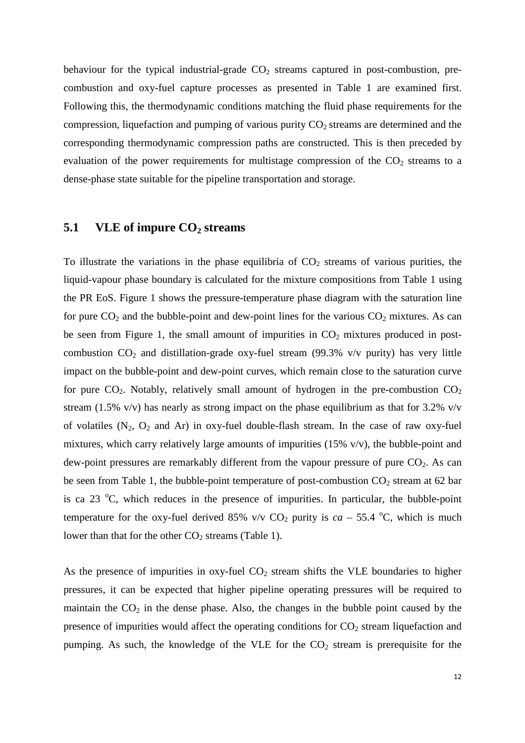behaviour for the typical industrial-grade $CO_2$ streams captured in post-combustion, pre-combustion and oxy-fuel capture processes as presented in Table 1 are examined first. Following this, the thermodynamic conditions matching the fluid phase requirements for the compression, liquefaction and pumping of various purity $CO_2$ streams are determined and the corresponding thermodynamic compression paths are constructed. This is then preceded by evaluation of the power requirements for multistage compression of the $CO_2$ streams to a dense-phase state suitable for the pipeline transportation and storage.

## 5.1 VLE of impure $CO_2$ streams

To illustrate the variations in the phase equilibria of $CO_2$ streams of various purities, the liquid-vapour phase boundary is calculated for the mixture compositions from Table 1 using the PR EoS. Figure 1 shows the pressure-temperature phase diagram with the saturation line for pure $CO_2$ and the bubble-point and dew-point lines for the various $CO_2$ mixtures. As can be seen from Figure 1, the small amount of impurities in $CO_2$ mixtures produced in post-combustion $CO_2$ and distillation-grade oxy-fuel stream (99.3% v/v purity) has very little impact on the bubble-point and dew-point curves, which remain close to the saturation curve for pure $CO_2$. Notably, relatively small amount of hydrogen in the pre-combustion $CO_2$ stream (1.5% v/v) has nearly as strong impact on the phase equilibrium as that for 3.2% v/v of volatiles ($N_2$, $O_2$ and Ar) in oxy-fuel double-flash stream. In the case of raw oxy-fuel mixtures, which carry relatively large amounts of impurities (15% v/v), the bubble-point and dew-point pressures are remarkably different from the vapour pressure of pure $CO_2$. As can be seen from Table 1, the bubble-point temperature of post-combustion $CO_2$ stream at 62 bar is ca 23 $^{o}$C, which reduces in the presence of impurities. In particular, the bubble-point temperature for the oxy-fuel derived 85% v/v $CO_2$ purity is *ca* – 55.4 $^{o}$C, which is much lower than that for the other $CO_2$ streams (Table 1).

As the presence of impurities in oxy-fuel $CO_2$ stream shifts the VLE boundaries to higher pressures, it can be expected that higher pipeline operating pressures will be required to maintain the $CO_2$ in the dense phase. Also, the changes in the bubble point caused by the presence of impurities would affect the operating conditions for $CO_2$ stream liquefaction and pumping. As such, the knowledge of the VLE for the $CO_2$ stream is prerequisite for the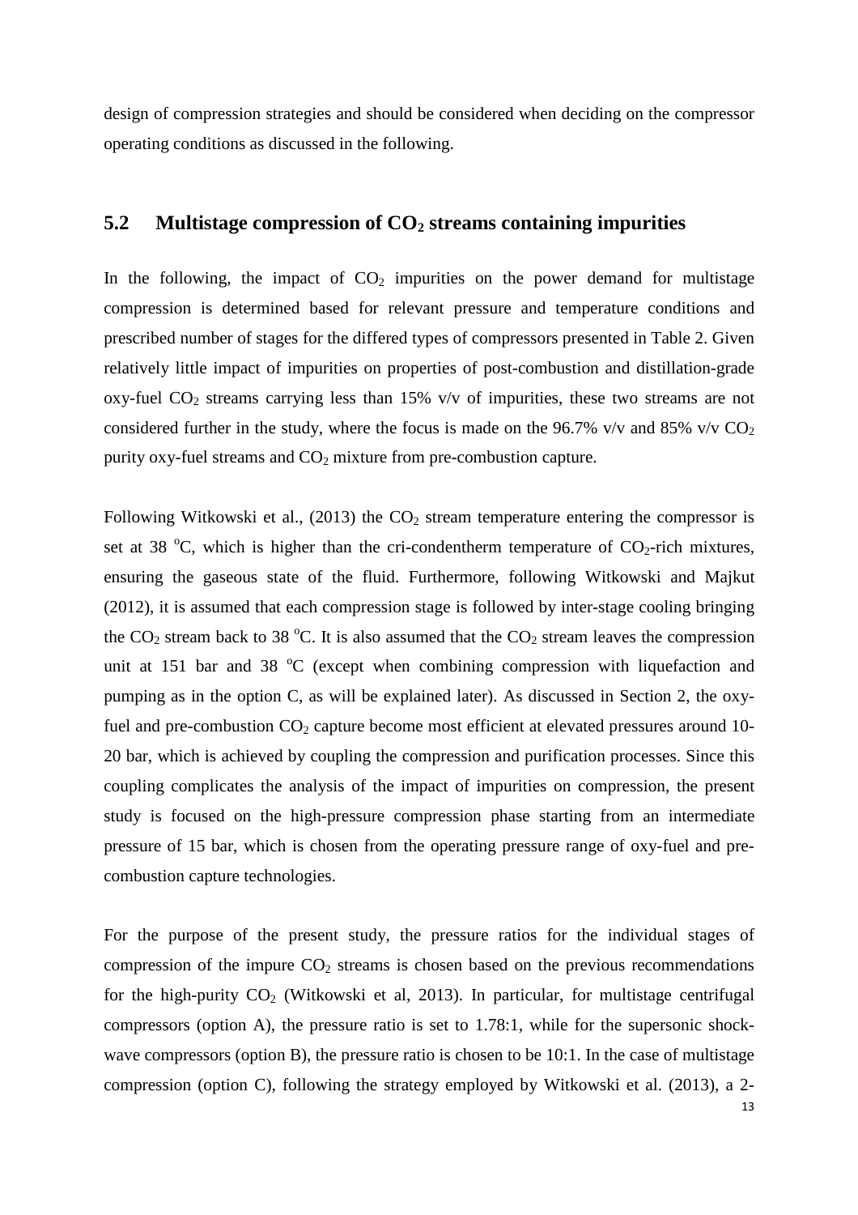design of compression strategies and should be considered when deciding on the compressor operating conditions as discussed in the following.

## 5.2 Multistage compression of $CO_2$ streams containing impurities

In the following, the impact of $CO_2$ impurities on the power demand for multistage compression is determined based for relevant pressure and temperature conditions and prescribed number of stages for the differed types of compressors presented in Table 2. Given relatively little impact of impurities on properties of post-combustion and distillation-grade oxy-fuel $CO_2$ streams carrying less than 15% v/v of impurities, these two streams are not considered further in the study, where the focus is made on the 96.7% v/v and 85% v/v $CO_2$ purity oxy-fuel streams and $CO_2$ mixture from pre-combustion capture.

Following Witkowski et al., (2013) the $CO_2$ stream temperature entering the compressor is set at 38 $^{o}$C, which is higher than the cri-condentherm temperature of $CO_2$-rich mixtures, ensuring the gaseous state of the fluid. Furthermore, following Witkowski and Majkut (2012), it is assumed that each compression stage is followed by inter-stage cooling bringing the $CO_2$ stream back to 38 $^{o}$C. It is also assumed that the $CO_2$ stream leaves the compression unit at 151 bar and 38 $^{o}$C (except when combining compression with liquefaction and pumping as in the option C, as will be explained later). As discussed in Section 2, the oxy-fuel and pre-combustion $CO_2$ capture become most efficient at elevated pressures around 10-20 bar, which is achieved by coupling the compression and purification processes. Since this coupling complicates the analysis of the impact of impurities on compression, the present study is focused on the high-pressure compression phase starting from an intermediate pressure of 15 bar, which is chosen from the operating pressure range of oxy-fuel and pre-combustion capture technologies.

For the purpose of the present study, the pressure ratios for the individual stages of compression of the impure $CO_2$ streams is chosen based on the previous recommendations for the high-purity $CO_2$ (Witkowski et al, 2013). In particular, for multistage centrifugal compressors (option A), the pressure ratio is set to 1.78:1, while for the supersonic shock-wave compressors (option B), the pressure ratio is chosen to be 10:1. In the case of multistage compression (option C), following the strategy employed by Witkowski et al. (2013), a 2-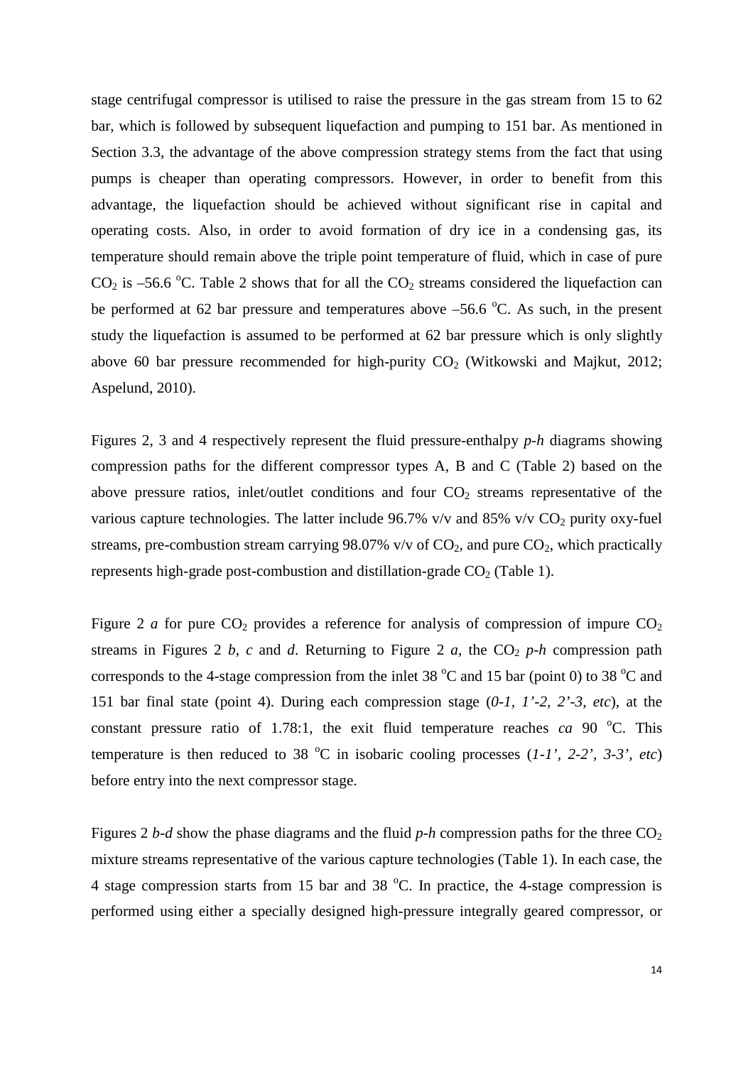stage centrifugal compressor is utilised to raise the pressure in the gas stream from 15 to 62 bar, which is followed by subsequent liquefaction and pumping to 151 bar. As mentioned in Section 3.3, the advantage of the above compression strategy stems from the fact that using pumps is cheaper than operating compressors. However, in order to benefit from this advantage, the liquefaction should be achieved without significant rise in capital and operating costs. Also, in order to avoid formation of dry ice in a condensing gas, its temperature should remain above the triple point temperature of fluid, which in case of pure $CO_2$ is –56.6 $^oC$. Table 2 shows that for all the $CO_2$ streams considered the liquefaction can be performed at 62 bar pressure and temperatures above –56.6 $^oC$. As such, in the present study the liquefaction is assumed to be performed at 62 bar pressure which is only slightly above 60 bar pressure recommended for high-purity $CO_2$ (Witkowski and Majkut, 2012; Aspelund, 2010).

Figures 2, 3 and 4 respectively represent the fluid pressure-enthalpy *p-h* diagrams showing compression paths for the different compressor types A, B and C (Table 2) based on the above pressure ratios, inlet/outlet conditions and four $CO_2$ streams representative of the various capture technologies. The latter include 96.7% v/v and 85% v/v $CO_2$ purity oxy-fuel streams, pre-combustion stream carrying 98.07% v/v of $CO_2$, and pure $CO_2$, which practically represents high-grade post-combustion and distillation-grade $CO_2$ (Table 1).

Figure 2 *a* for pure $CO_2$ provides a reference for analysis of compression of impure $CO_2$ streams in Figures 2 *b*, *c* and *d*. Returning to Figure 2 *a*, the $CO_2$ *p-h* compression path corresponds to the 4-stage compression from the inlet 38 $^oC$ and 15 bar (point 0) to 38 $^oC$ and 151 bar final state (point 4). During each compression stage (*0-1, 1'-2, 2'-3, etc*), at the constant pressure ratio of 1.78:1, the exit fluid temperature reaches *ca* 90 $^oC$. This temperature is then reduced to 38 $^oC$ in isobaric cooling processes (*1-1', 2-2', 3-3', etc*) before entry into the next compressor stage.

Figures 2 *b-d* show the phase diagrams and the fluid *p-h* compression paths for the three $CO_2$ mixture streams representative of the various capture technologies (Table 1). In each case, the 4 stage compression starts from 15 bar and 38 $^oC$. In practice, the 4-stage compression is performed using either a specially designed high-pressure integrally geared compressor, or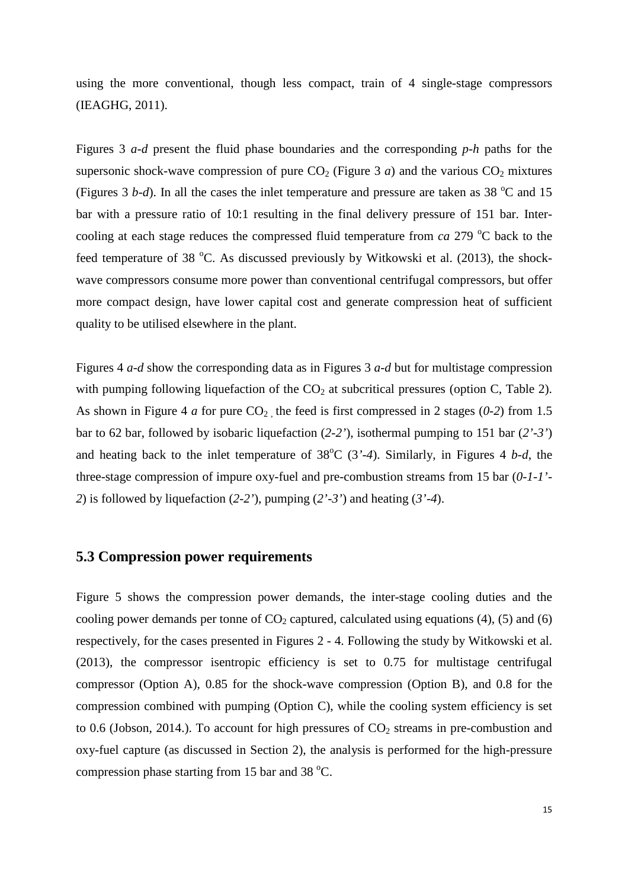using the more conventional, though less compact, train of 4 single-stage compressors (IEAGHG, 2011).

Figures 3 *a-d* present the fluid phase boundaries and the corresponding *p-h* paths for the supersonic shock-wave compression of pure $CO_2$ (Figure 3 *a*) and the various $CO_2$ mixtures (Figures 3 *b-d*). In all the cases the inlet temperature and pressure are taken as 38 $^oC$ and 15 bar with a pressure ratio of 10:1 resulting in the final delivery pressure of 151 bar. Inter-cooling at each stage reduces the compressed fluid temperature from *ca* 279 $^oC$ back to the feed temperature of 38 $^oC$. As discussed previously by Witkowski et al. (2013), the shock-wave compressors consume more power than conventional centrifugal compressors, but offer more compact design, have lower capital cost and generate compression heat of sufficient quality to be utilised elsewhere in the plant.

Figures 4 *a-d* show the corresponding data as in Figures 3 *a-d* but for multistage compression with pumping following liquefaction of the $CO_2$ at subcritical pressures (option C, Table 2). As shown in Figure 4 *a* for pure $CO_2$ , the feed is first compressed in 2 stages (*0-2*) from 1.5 bar to 62 bar, followed by isobaric liquefaction (*2-2'*), isothermal pumping to 151 bar (*2'-3'*) and heating back to the inlet temperature of 38$^oC$ (3*'-4*). Similarly, in Figures 4 *b-d*, the three-stage compression of impure oxy-fuel and pre-combustion streams from 15 bar (*0-1-1'-2*) is followed by liquefaction (*2-2'*), pumping (*2'-3'*) and heating (*3'-4*).

## 5.3 Compression power requirements

Figure 5 shows the compression power demands, the inter-stage cooling duties and the cooling power demands per tonne of $CO_2$ captured, calculated using equations (4), (5) and (6) respectively, for the cases presented in Figures 2 - 4. Following the study by Witkowski et al. (2013), the compressor isentropic efficiency is set to 0.75 for multistage centrifugal compressor (Option A), 0.85 for the shock-wave compression (Option B), and 0.8 for the compression combined with pumping (Option C), while the cooling system efficiency is set to 0.6 (Jobson, 2014.). To account for high pressures of $CO_2$ streams in pre-combustion and oxy-fuel capture (as discussed in Section 2), the analysis is performed for the high-pressure compression phase starting from 15 bar and 38 $^oC$.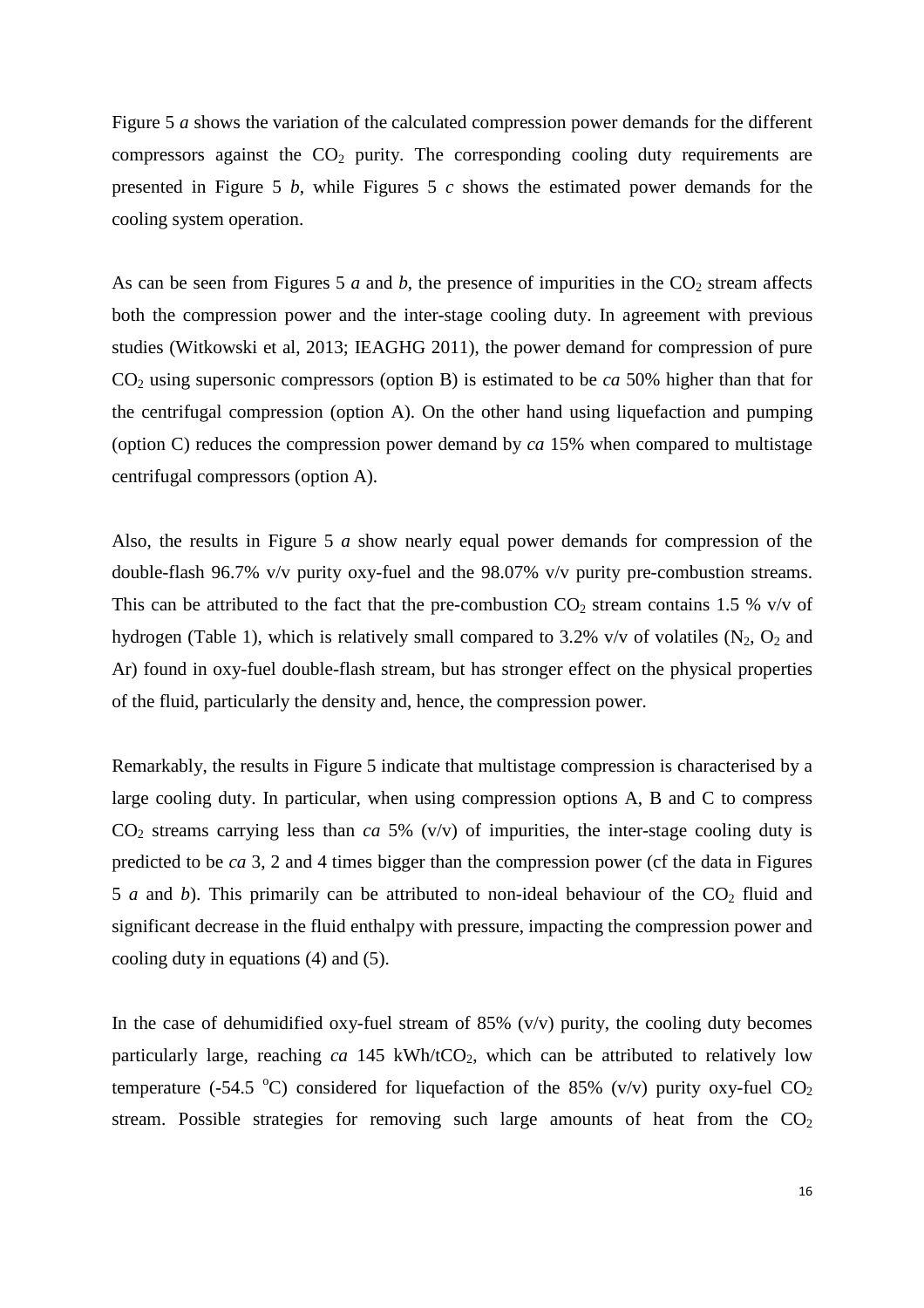Figure 5 *a* shows the variation of the calculated compression power demands for the different compressors against the $CO_2$ purity. The corresponding cooling duty requirements are presented in Figure 5 *b*, while Figures 5 *c* shows the estimated power demands for the cooling system operation.

As can be seen from Figures 5 *a* and *b*, the presence of impurities in the $CO_2$ stream affects both the compression power and the inter-stage cooling duty. In agreement with previous studies (Witkowski et al, 2013; IEAGHG 2011), the power demand for compression of pure $CO_2$ using supersonic compressors (option B) is estimated to be *ca* 50% higher than that for the centrifugal compression (option A). On the other hand using liquefaction and pumping (option C) reduces the compression power demand by *ca* 15% when compared to multistage centrifugal compressors (option A).

Also, the results in Figure 5 *a* show nearly equal power demands for compression of the double-flash 96.7% v/v purity oxy-fuel and the 98.07% v/v purity pre-combustion streams. This can be attributed to the fact that the pre-combustion $CO_2$ stream contains 1.5 % v/v of hydrogen (Table 1), which is relatively small compared to 3.2% v/v of volatiles ($N_2$, $O_2$ and Ar) found in oxy-fuel double-flash stream, but has stronger effect on the physical properties of the fluid, particularly the density and, hence, the compression power.

Remarkably, the results in Figure 5 indicate that multistage compression is characterised by a large cooling duty. In particular, when using compression options A, B and C to compress $CO_2$ streams carrying less than *ca* 5% (v/v) of impurities, the inter-stage cooling duty is predicted to be *ca* 3, 2 and 4 times bigger than the compression power (cf the data in Figures 5 *a* and *b*). This primarily can be attributed to non-ideal behaviour of the $CO_2$ fluid and significant decrease in the fluid enthalpy with pressure, impacting the compression power and cooling duty in equations (4) and (5).

In the case of dehumidified oxy-fuel stream of 85% (v/v) purity, the cooling duty becomes particularly large, reaching *ca* 145 kWh/t$CO_2$, which can be attributed to relatively low temperature (-54.5 $^{o}$C) considered for liquefaction of the 85% (v/v) purity oxy-fuel $CO_2$ stream. Possible strategies for removing such large amounts of heat from the $CO_2$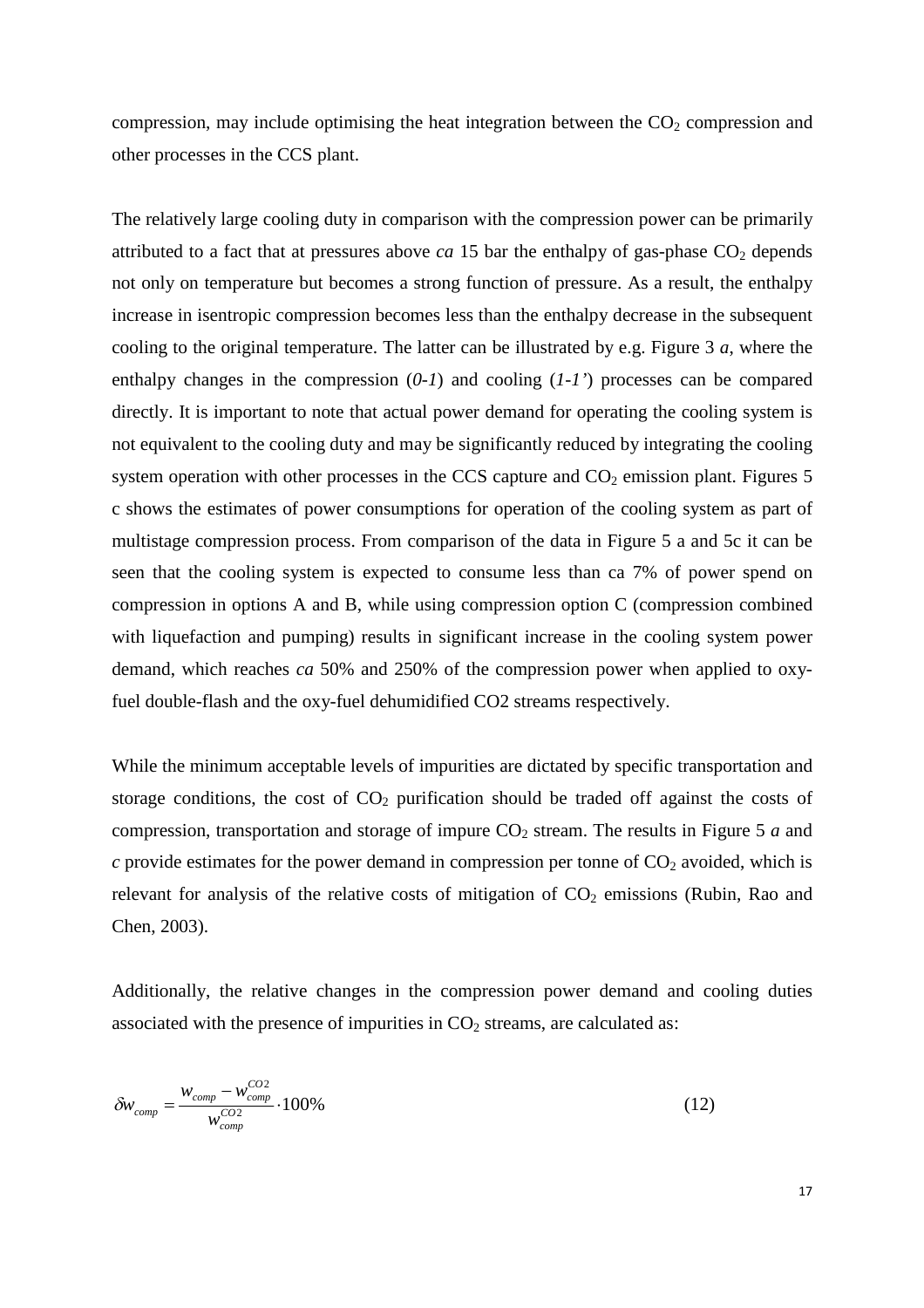compression, may include optimising the heat integration between the $CO_2$ compression and other processes in the CCS plant.

The relatively large cooling duty in comparison with the compression power can be primarily attributed to a fact that at pressures above *ca* 15 bar the enthalpy of gas-phase $CO_2$ depends not only on temperature but becomes a strong function of pressure. As a result, the enthalpy increase in isentropic compression becomes less than the enthalpy decrease in the subsequent cooling to the original temperature. The latter can be illustrated by e.g. Figure 3 *a*, where the enthalpy changes in the compression (*0-1*) and cooling (*1-1'*) processes can be compared directly. It is important to note that actual power demand for operating the cooling system is not equivalent to the cooling duty and may be significantly reduced by integrating the cooling system operation with other processes in the CCS capture and $CO_2$ emission plant. Figures 5 c shows the estimates of power consumptions for operation of the cooling system as part of multistage compression process. From comparison of the data in Figure 5 a and 5c it can be seen that the cooling system is expected to consume less than ca 7% of power spend on compression in options A and B, while using compression option C (compression combined with liquefaction and pumping) results in significant increase in the cooling system power demand, which reaches *ca* 50% and 250% of the compression power when applied to oxy-fuel double-flash and the oxy-fuel dehumidified CO2 streams respectively.

While the minimum acceptable levels of impurities are dictated by specific transportation and storage conditions, the cost of $CO_2$ purification should be traded off against the costs of compression, transportation and storage of impure $CO_2$ stream. The results in Figure 5 *a* and *c* provide estimates for the power demand in compression per tonne of $CO_2$ avoided, which is relevant for analysis of the relative costs of mitigation of $CO_2$ emissions (Rubin, Rao and Chen, 2003).

Additionally, the relative changes in the compression power demand and cooling duties associated with the presence of impurities in $CO_2$ streams, are calculated as:

$$\delta w_{comp} = \frac{w_{comp} - w_{comp}^{CO2}}{w_{comp}^{CO2}} \cdot 100\% \tag{12}$$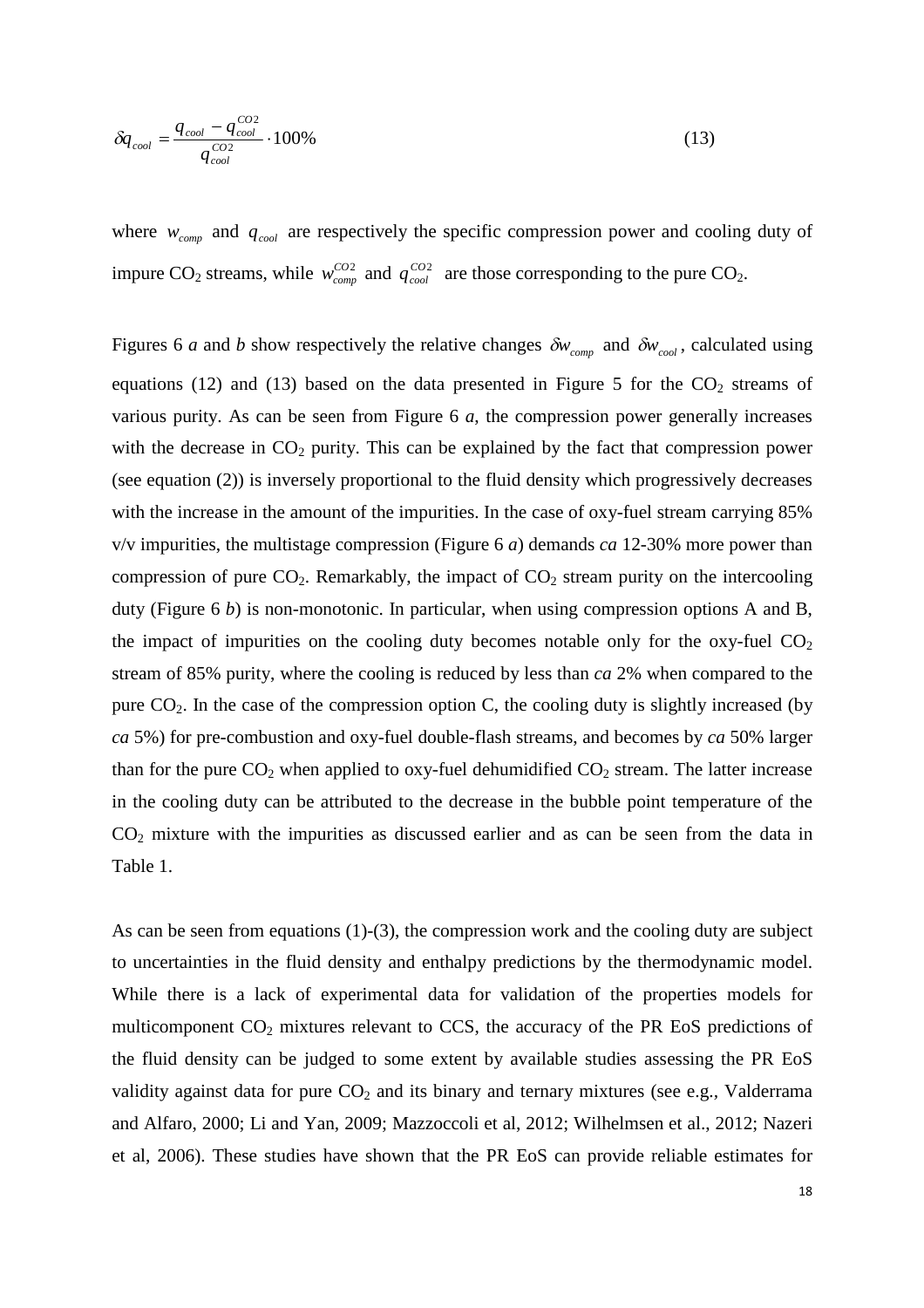$$\delta q_{cool} = \frac{q_{cool} - q_{cool}^{CO2}}{q_{cool}^{CO2}} \cdot 100\% \tag{13}$$

where $w_{comp}$ and $q_{cool}$ are respectively the specific compression power and cooling duty of impure $CO_2$ streams, while $w_{comp}^{CO2}$ and $q_{cool}^{CO2}$ are those corresponding to the pure $CO_2$.

Figures 6 *a* and *b* show respectively the relative changes $\delta w_{comp}$ and $\delta w_{cool}$, calculated using equations (12) and (13) based on the data presented in Figure 5 for the $CO_2$ streams of various purity. As can be seen from Figure 6 *a*, the compression power generally increases with the decrease in $CO_2$ purity. This can be explained by the fact that compression power (see equation (2)) is inversely proportional to the fluid density which progressively decreases with the increase in the amount of the impurities. In the case of oxy-fuel stream carrying 85% v/v impurities, the multistage compression (Figure 6 *a*) demands *ca* 12-30% more power than compression of pure $CO_2$. Remarkably, the impact of $CO_2$ stream purity on the intercooling duty (Figure 6 *b*) is non-monotonic. In particular, when using compression options A and B, the impact of impurities on the cooling duty becomes notable only for the oxy-fuel $CO_2$ stream of 85% purity, where the cooling is reduced by less than *ca* 2% when compared to the pure $CO_2$. In the case of the compression option C, the cooling duty is slightly increased (by *ca* 5%) for pre-combustion and oxy-fuel double-flash streams, and becomes by *ca* 50% larger than for the pure $CO_2$ when applied to oxy-fuel dehumidified $CO_2$ stream. The latter increase in the cooling duty can be attributed to the decrease in the bubble point temperature of the $CO_2$ mixture with the impurities as discussed earlier and as can be seen from the data in Table 1.

As can be seen from equations (1)-(3), the compression work and the cooling duty are subject to uncertainties in the fluid density and enthalpy predictions by the thermodynamic model. While there is a lack of experimental data for validation of the properties models for multicomponent $CO_2$ mixtures relevant to CCS, the accuracy of the PR EoS predictions of the fluid density can be judged to some extent by available studies assessing the PR EoS validity against data for pure $CO_2$ and its binary and ternary mixtures (see e.g., Valderrama and Alfaro, 2000; Li and Yan, 2009; Mazzoccoli et al, 2012; Wilhelmsen et al., 2012; Nazeri et al, 2006). These studies have shown that the PR EoS can provide reliable estimates for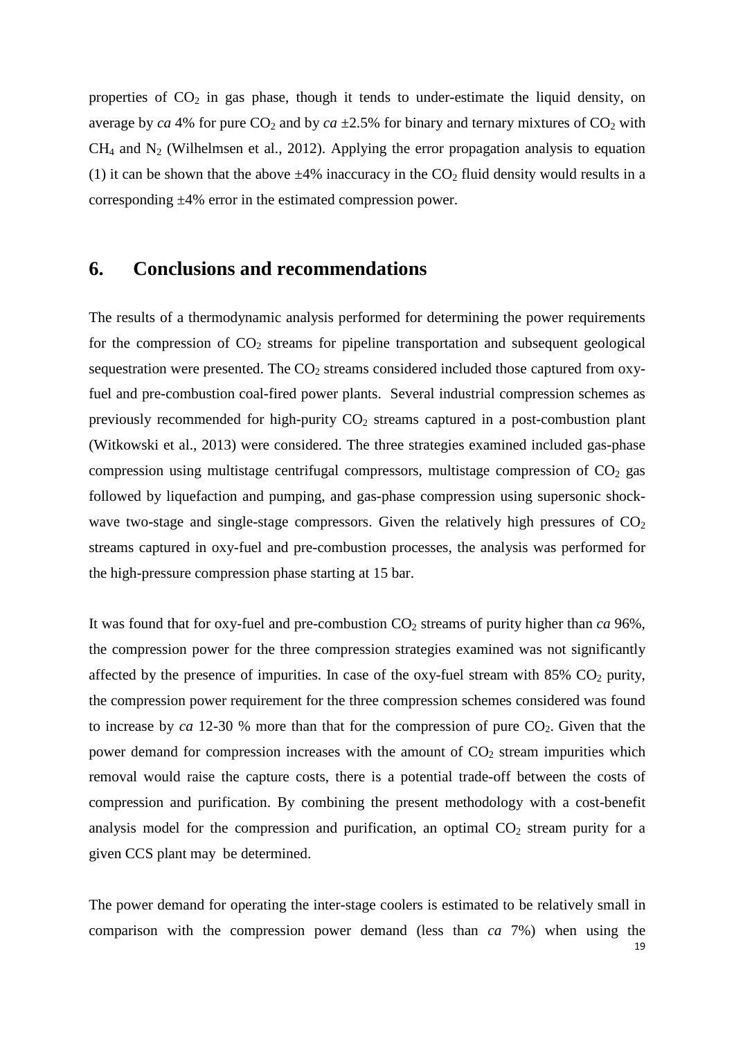properties of $CO_2$ in gas phase, though it tends to under-estimate the liquid density, on average by *ca* 4% for pure $CO_2$ and by *ca* ±2.5% for binary and ternary mixtures of $CO_2$ with $CH_4$ and $N_2$ (Wilhelmsen et al., 2012). Applying the error propagation analysis to equation (1) it can be shown that the above ±4% inaccuracy in the $CO_2$ fluid density would results in a corresponding ±4% error in the estimated compression power.

## 6. Conclusions and recommendations

The results of a thermodynamic analysis performed for determining the power requirements for the compression of $CO_2$ streams for pipeline transportation and subsequent geological sequestration were presented. The $CO_2$ streams considered included those captured from oxy-fuel and pre-combustion coal-fired power plants. Several industrial compression schemes as previously recommended for high-purity $CO_2$ streams captured in a post-combustion plant (Witkowski et al., 2013) were considered. The three strategies examined included gas-phase compression using multistage centrifugal compressors, multistage compression of $CO_2$ gas followed by liquefaction and pumping, and gas-phase compression using supersonic shock-wave two-stage and single-stage compressors. Given the relatively high pressures of $CO_2$ streams captured in oxy-fuel and pre-combustion processes, the analysis was performed for the high-pressure compression phase starting at 15 bar.

It was found that for oxy-fuel and pre-combustion $CO_2$ streams of purity higher than *ca* 96%, the compression power for the three compression strategies examined was not significantly affected by the presence of impurities. In case of the oxy-fuel stream with 85% $CO_2$ purity, the compression power requirement for the three compression schemes considered was found to increase by *ca* 12-30 % more than that for the compression of pure $CO_2$. Given that the power demand for compression increases with the amount of $CO_2$ stream impurities which removal would raise the capture costs, there is a potential trade-off between the costs of compression and purification. By combining the present methodology with a cost-benefit analysis model for the compression and purification, an optimal $CO_2$ stream purity for a given CCS plant may be determined.

The power demand for operating the inter-stage coolers is estimated to be relatively small in comparison with the compression power demand (less than *ca* 7%) when using the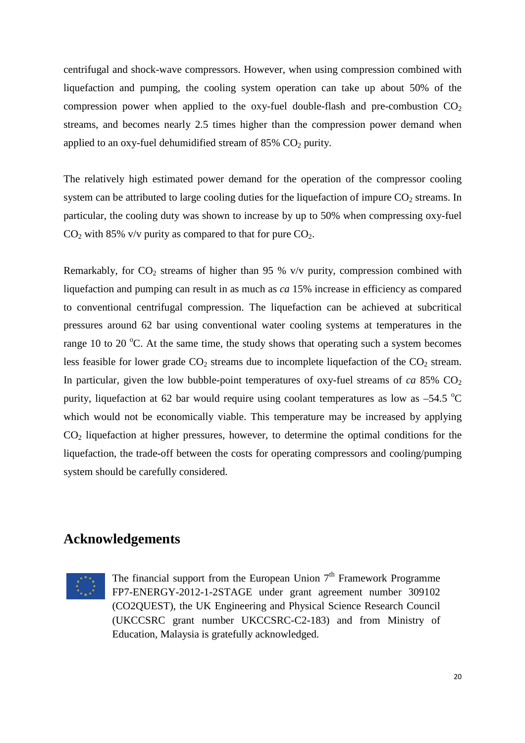centrifugal and shock-wave compressors. However, when using compression combined with liquefaction and pumping, the cooling system operation can take up about 50% of the compression power when applied to the oxy-fuel double-flash and pre-combustion $CO_2$ streams, and becomes nearly 2.5 times higher than the compression power demand when applied to an oxy-fuel dehumidified stream of 85% $CO_2$ purity.

The relatively high estimated power demand for the operation of the compressor cooling system can be attributed to large cooling duties for the liquefaction of impure $CO_2$ streams. In particular, the cooling duty was shown to increase by up to 50% when compressing oxy-fuel $CO_2$ with 85% v/v purity as compared to that for pure $CO_2$.

Remarkably, for $CO_2$ streams of higher than 95 % v/v purity, compression combined with liquefaction and pumping can result in as much as *ca* 15% increase in efficiency as compared to conventional centrifugal compression. The liquefaction can be achieved at subcritical pressures around 62 bar using conventional water cooling systems at temperatures in the range 10 to 20 $^{o}$C. At the same time, the study shows that operating such a system becomes less feasible for lower grade $CO_2$ streams due to incomplete liquefaction of the $CO_2$ stream. In particular, given the low bubble-point temperatures of oxy-fuel streams of *ca* 85% $CO_2$ purity, liquefaction at 62 bar would require using coolant temperatures as low as –54.5 $^{o}$C which would not be economically viable. This temperature may be increased by applying $CO_2$ liquefaction at higher pressures, however, to determine the optimal conditions for the liquefaction, the trade-off between the costs for operating compressors and cooling/pumping system should be carefully considered.

## Acknowledgements

The financial support from the European Union 7$^{th}$ Framework Programme FP7-ENERGY-2012-1-2STAGE under grant agreement number 309102 (CO2QUEST), the UK Engineering and Physical Science Research Council (UKCCSRC grant number UKCCSRC-C2-183) and from Ministry of Education, Malaysia is gratefully acknowledged.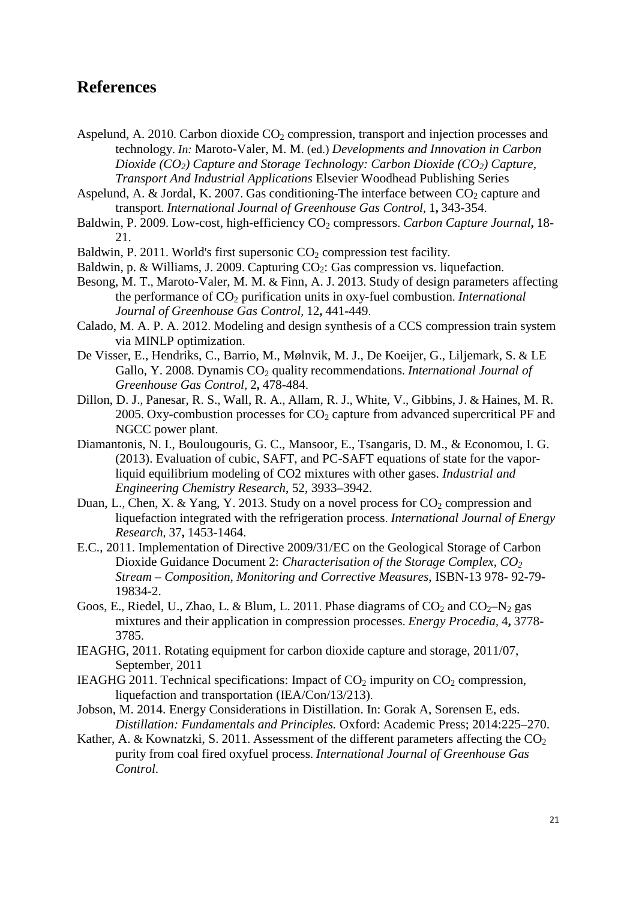# References

Aspelund, A. 2010. Carbon dioxide $CO_2$ compression, transport and injection processes and technology. *In:* Maroto-Valer, M. M. (ed.) *Developments and Innovation in Carbon Dioxide ($CO_2$) Capture and Storage Technology: Carbon Dioxide ($CO_2$) Capture, Transport And Industrial Applications* Elsevier Woodhead Publishing Series

Aspelund, A. & Jordal, K. 2007. Gas conditioning-The interface between $CO_2$ capture and transport. *International Journal of Greenhouse Gas Control,* 1**,** 343-354.

Baldwin, P. 2009. Low-cost, high-efficiency $CO_2$ compressors. *Carbon Capture Journal***,** 18-21.

Baldwin, P. 2011. World's first supersonic $CO_2$ compression test facility.

Baldwin, p. & Williams, J. 2009. Capturing $CO_2$: Gas compression vs. liquefaction.

Besong, M. T., Maroto-Valer, M. M. & Finn, A. J. 2013. Study of design parameters affecting the performance of $CO_2$ purification units in oxy-fuel combustion. *International Journal of Greenhouse Gas Control,* 12**,** 441-449.

Calado, M. A. P. A. 2012. Modeling and design synthesis of a CCS compression train system via MINLP optimization.

De Visser, E., Hendriks, C., Barrio, M., Mølnvik, M. J., De Koeijer, G., Liljemark, S. & LE Gallo, Y. 2008. Dynamis $CO_2$ quality recommendations. *International Journal of Greenhouse Gas Control,* 2**,** 478-484.

Dillon, D. J., Panesar, R. S., Wall, R. A., Allam, R. J., White, V., Gibbins, J. & Haines, M. R. 2005. Oxy-combustion processes for $CO_2$ capture from advanced supercritical PF and NGCC power plant.

Diamantonis, N. I., Boulougouris, G. C., Mansoor, E., Tsangaris, D. M., & Economou, I. G. (2013). Evaluation of cubic, SAFT, and PC-SAFT equations of state for the vapor-liquid equilibrium modeling of CO2 mixtures with other gases. *Industrial and Engineering Chemistry Research*, 52, 3933–3942.

Duan, L., Chen, X. & Yang, Y. 2013. Study on a novel process for $CO_2$ compression and liquefaction integrated with the refrigeration process. *International Journal of Energy Research,* 37**,** 1453-1464.

E.C., 2011. Implementation of Directive 2009/31/EC on the Geological Storage of Carbon Dioxide Guidance Document 2: *Characterisation of the Storage Complex, $CO_2$ Stream – Composition, Monitoring and Corrective Measures*, ISBN-13 978- 92-79-19834-2.

Goos, E., Riedel, U., Zhao, L. & Blum, L. 2011. Phase diagrams of $CO_2$ and $CO_2$–$N_2$ gas mixtures and their application in compression processes. *Energy Procedia,* 4**,** 3778-3785.

IEAGHG, 2011. Rotating equipment for carbon dioxide capture and storage, 2011/07, September, 2011

IEAGHG 2011. Technical specifications: Impact of $CO_2$ impurity on $CO_2$ compression, liquefaction and transportation (IEA/Con/13/213).

Jobson, M. 2014. Energy Considerations in Distillation. In: Gorak A, Sorensen E, eds. *Distillation: Fundamentals and Principles.* Oxford: Academic Press; 2014:225–270.

Kather, A. & Kownatzki, S. 2011. Assessment of the different parameters affecting the $CO_2$ purity from coal fired oxyfuel process. *International Journal of Greenhouse Gas Control*.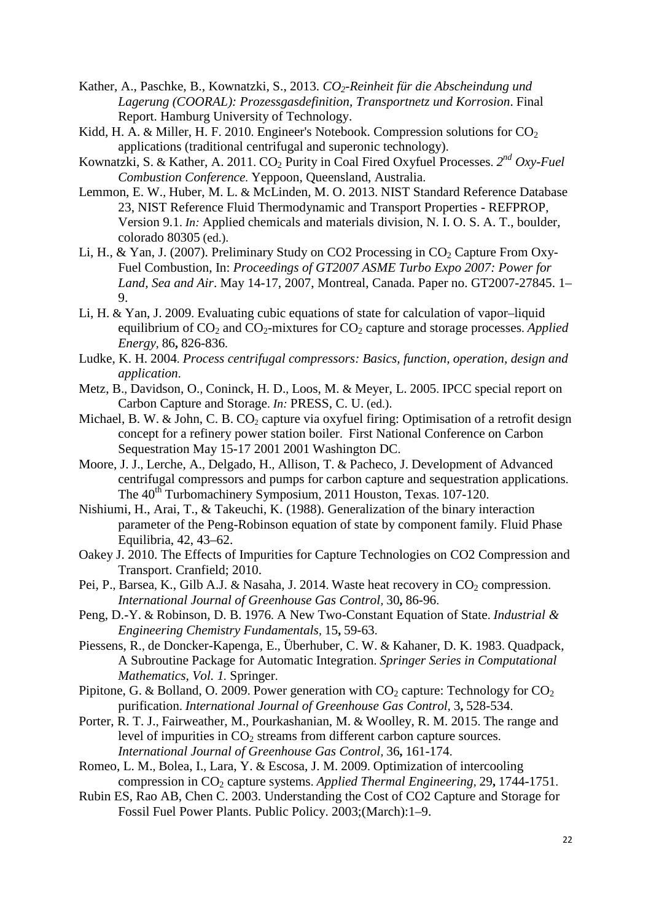Kather, A., Paschke, B., Kownatzki, S., 2013. *$CO_2$-Reinheit für die Abscheindung und Lagerung (COORAL): Prozessgasdefinition, Transportnetz und Korrosion*. Final Report. Hamburg University of Technology.

Kidd, H. A. & Miller, H. F. 2010. Engineer's Notebook. Compression solutions for $CO_2$ applications (traditional centrifugal and superonic technology).

Kownatzki, S. & Kather, A. 2011. $CO_2$ Purity in Coal Fired Oxyfuel Processes. *2nd Oxy-Fuel Combustion Conference.* Yeppoon, Queensland, Australia.

Lemmon, E. W., Huber, M. L. & McLinden, M. O. 2013. NIST Standard Reference Database 23, NIST Reference Fluid Thermodynamic and Transport Properties - REFPROP, Version 9.1. *In:* Applied chemicals and materials division, N. I. O. S. A. T., boulder, colorado 80305 (ed.).

Li, H., & Yan, J. (2007). Preliminary Study on CO2 Processing in $CO_2$ Capture From Oxy-Fuel Combustion, In: *Proceedings of GT2007 ASME Turbo Expo 2007: Power for Land, Sea and Air*. May 14-17, 2007, Montreal, Canada. Paper no. GT2007-27845. 1–9.

Li, H. & Yan, J. 2009. Evaluating cubic equations of state for calculation of vapor–liquid equilibrium of $CO_2$ and $CO_2$-mixtures for $CO_2$ capture and storage processes. *Applied Energy,* 86**,** 826-836.

Ludke, K. H. 2004. *Process centrifugal compressors: Basics, function, operation, design and application*.

Metz, B., Davidson, O., Coninck, H. D., Loos, M. & Meyer, L. 2005. IPCC special report on Carbon Capture and Storage. *In:* PRESS, C. U. (ed.).

Michael, B. W. & John, C. B. $CO_2$ capture via oxyfuel firing: Optimisation of a retrofit design concept for a refinery power station boiler. First National Conference on Carbon Sequestration May 15-17 2001 2001 Washington DC.

Moore, J. J., Lerche, A., Delgado, H., Allison, T. & Pacheco, J. Development of Advanced centrifugal compressors and pumps for carbon capture and sequestration applications. The 40th Turbomachinery Symposium, 2011 Houston, Texas. 107-120.

Nishiumi, H., Arai, T., & Takeuchi, K. (1988). Generalization of the binary interaction parameter of the Peng-Robinson equation of state by component family. Fluid Phase Equilibria, 42, 43–62.

Oakey J. 2010. The Effects of Impurities for Capture Technologies on CO2 Compression and Transport. Cranfield; 2010.

Pei, P., Barsea, K., Gilb A.J. & Nasaha, J. 2014. Waste heat recovery in $CO_2$ compression. *International Journal of Greenhouse Gas Control,* 30**,** 86-96.

Peng, D.-Y. & Robinson, D. B. 1976. A New Two-Constant Equation of State. *Industrial & Engineering Chemistry Fundamentals,* 15**,** 59-63.

Piessens, R., de Doncker-Kapenga, E., Überhuber, C. W. & Kahaner, D. K. 1983. Quadpack, A Subroutine Package for Automatic Integration. *Springer Series in Computational Mathematics, Vol. 1.* Springer.

Pipitone, G. & Bolland, O. 2009. Power generation with $CO_2$ capture: Technology for $CO_2$ purification. *International Journal of Greenhouse Gas Control,* 3**,** 528-534.

Porter, R. T. J., Fairweather, M., Pourkashanian, M. & Woolley, R. M. 2015. The range and level of impurities in $CO_2$ streams from different carbon capture sources. *International Journal of Greenhouse Gas Control,* 36**,** 161-174.

Romeo, L. M., Bolea, I., Lara, Y. & Escosa, J. M. 2009. Optimization of intercooling compression in $CO_2$ capture systems. *Applied Thermal Engineering,* 29**,** 1744-1751.

Rubin ES, Rao AB, Chen C. 2003. Understanding the Cost of CO2 Capture and Storage for Fossil Fuel Power Plants. Public Policy. 2003;(March):1–9.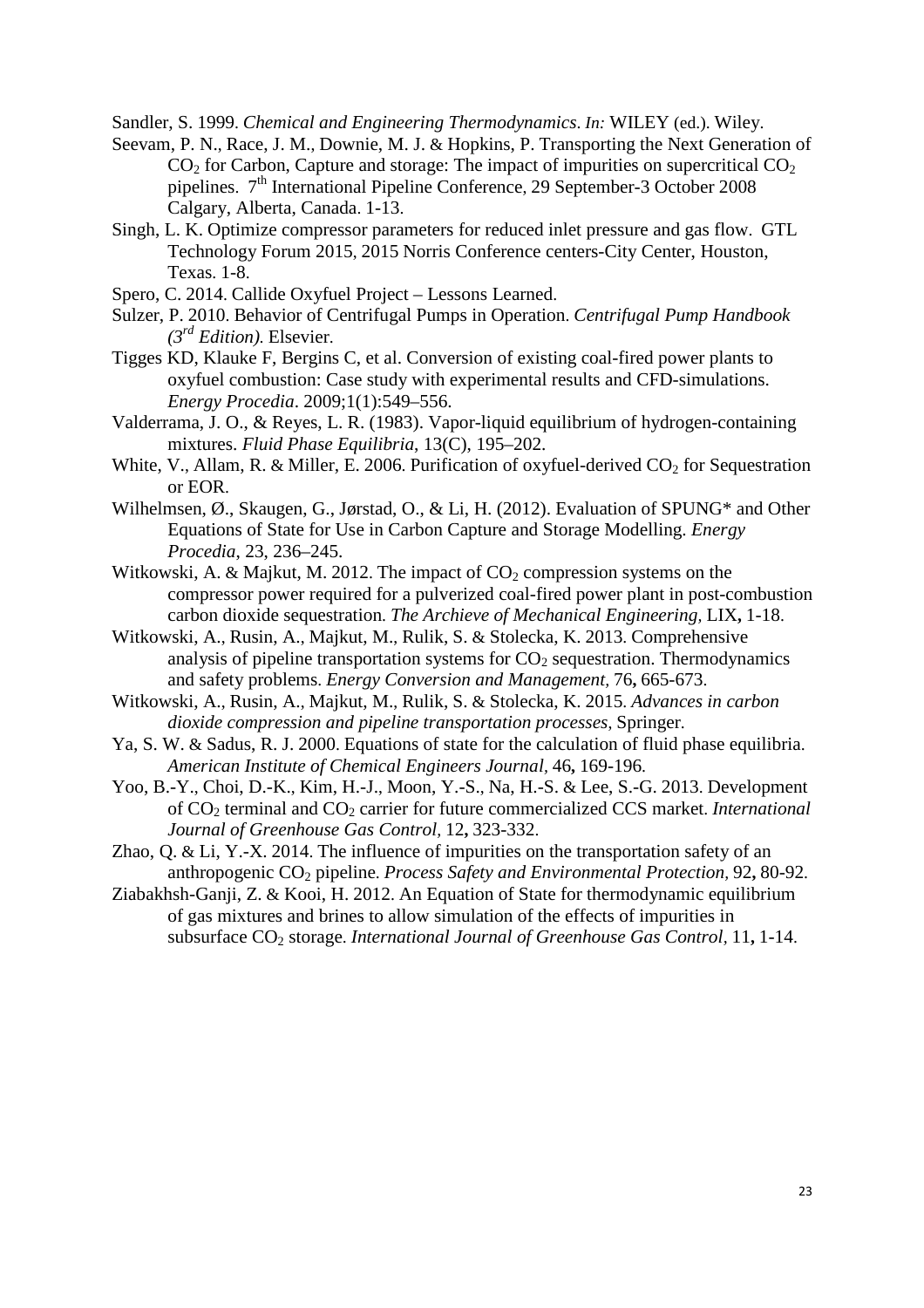Sandler, S. 1999. *Chemical and Engineering Thermodynamics*. *In:* WILEY (ed.). Wiley.

Seevam, P. N., Race, J. M., Downie, M. J. & Hopkins, P. Transporting the Next Generation of $CO_2$ for Carbon, Capture and storage: The impact of impurities on supercritical $CO_2$ pipelines. 7th International Pipeline Conference, 29 September-3 October 2008 Calgary, Alberta, Canada. 1-13.

Singh, L. K. Optimize compressor parameters for reduced inlet pressure and gas flow. GTL Technology Forum 2015, 2015 Norris Conference centers-City Center, Houston, Texas. 1-8.

Spero, C. 2014. Callide Oxyfuel Project – Lessons Learned.

Sulzer, P. 2010. Behavior of Centrifugal Pumps in Operation. *Centrifugal Pump Handbook (3rd Edition).* Elsevier.

Tigges KD, Klauke F, Bergins C, et al. Conversion of existing coal-fired power plants to oxyfuel combustion: Case study with experimental results and CFD-simulations. *Energy Procedia*. 2009;1(1):549–556.

Valderrama, J. O., & Reyes, L. R. (1983). Vapor-liquid equilibrium of hydrogen-containing mixtures. *Fluid Phase Equilibria*, 13(C), 195–202.

White, V., Allam, R. & Miller, E. 2006. Purification of oxyfuel-derived $CO_2$ for Sequestration or EOR.

Wilhelmsen, Ø., Skaugen, G., Jørstad, O., & Li, H. (2012). Evaluation of SPUNG* and Other Equations of State for Use in Carbon Capture and Storage Modelling. *Energy Procedia*, 23, 236–245.

Witkowski, A. & Majkut, M. 2012. The impact of $CO_2$ compression systems on the compressor power required for a pulverized coal-fired power plant in post-combustion carbon dioxide sequestration. *The Archieve of Mechanical Engineering,* LIX**,** 1-18.

Witkowski, A., Rusin, A., Majkut, M., Rulik, S. & Stolecka, K. 2013. Comprehensive analysis of pipeline transportation systems for $CO_2$ sequestration. Thermodynamics and safety problems. *Energy Conversion and Management,* 76**,** 665-673.

Witkowski, A., Rusin, A., Majkut, M., Rulik, S. & Stolecka, K. 2015. *Advances in carbon dioxide compression and pipeline transportation processes*, Springer.

Ya, S. W. & Sadus, R. J. 2000. Equations of state for the calculation of fluid phase equilibria. *American Institute of Chemical Engineers Journal,* 46**,** 169-196.

Yoo, B.-Y., Choi, D.-K., Kim, H.-J., Moon, Y.-S., Na, H.-S. & Lee, S.-G. 2013. Development of $CO_2$ terminal and $CO_2$ carrier for future commercialized CCS market. *International Journal of Greenhouse Gas Control,* 12**,** 323-332.

Zhao, Q. & Li, Y.-X. 2014. The influence of impurities on the transportation safety of an anthropogenic $CO_2$ pipeline. *Process Safety and Environmental Protection,* 92**,** 80-92.

Ziabakhsh-Ganji, Z. & Kooi, H. 2012. An Equation of State for thermodynamic equilibrium of gas mixtures and brines to allow simulation of the effects of impurities in subsurface $CO_2$ storage. *International Journal of Greenhouse Gas Control,* 11**,** 1-14.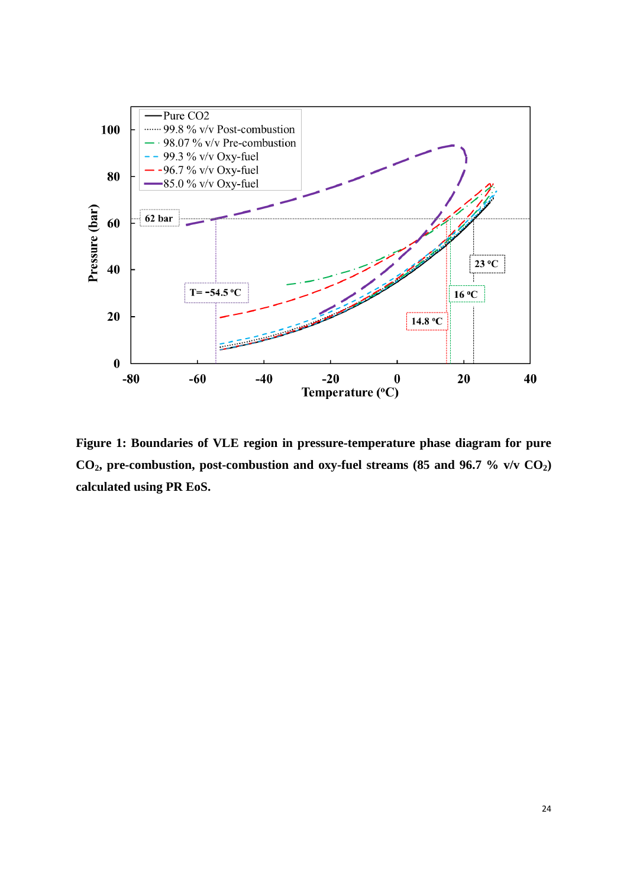**Figure 1: Boundaries of VLE region in pressure-temperature phase diagram for pure $CO_2$, pre-combustion, post-combustion and oxy-fuel streams (85 and 96.7 % v/v $CO_2$) calculated using PR EoS.**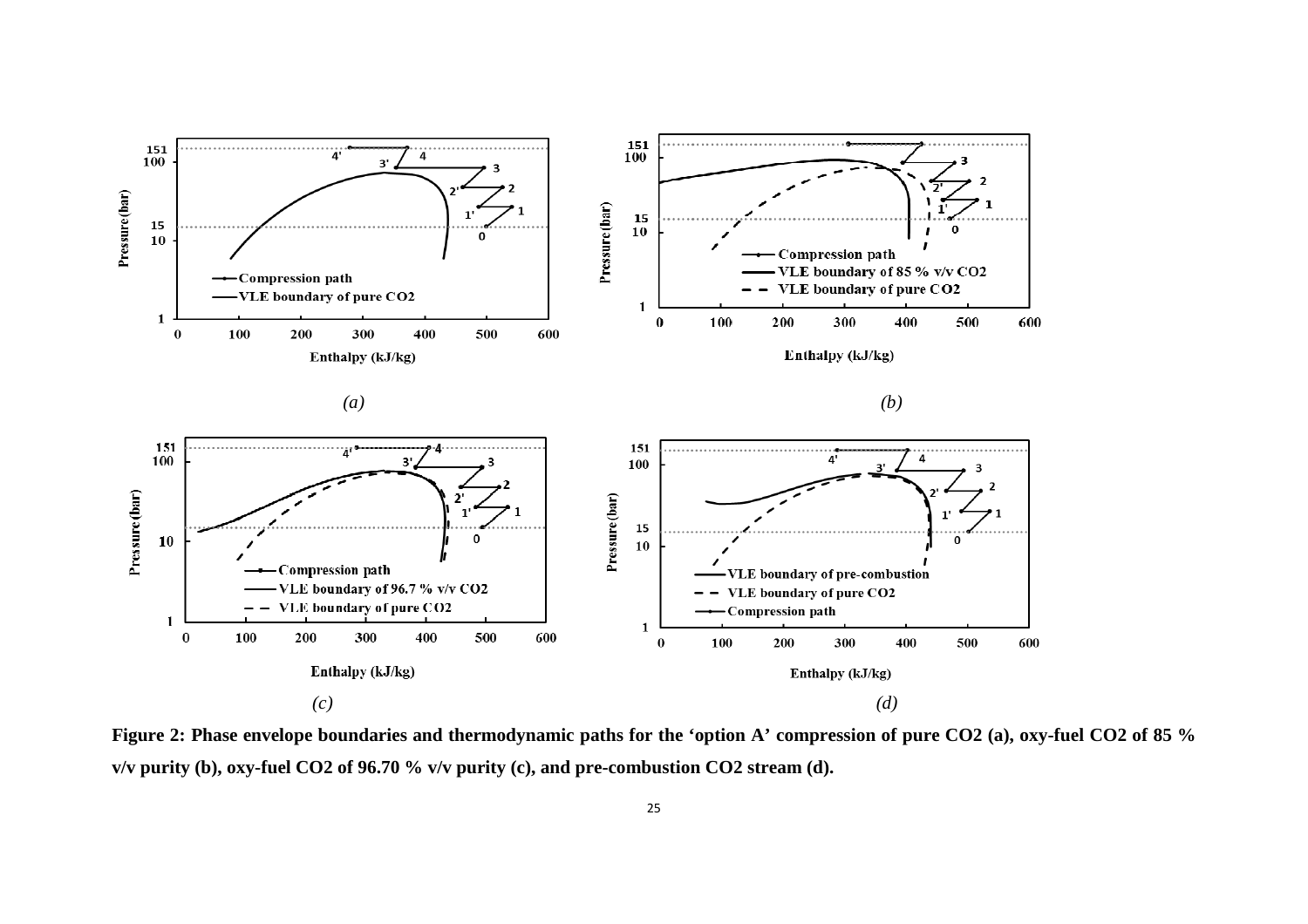**Figure 2: Phase envelope boundaries and thermodynamic paths for the 'option A' compression of pure CO2 (a), oxy-fuel CO2 of 85 % v/v purity (b), oxy-fuel CO2 of 96.70 % v/v purity (c), and pre-combustion CO2 stream (d).**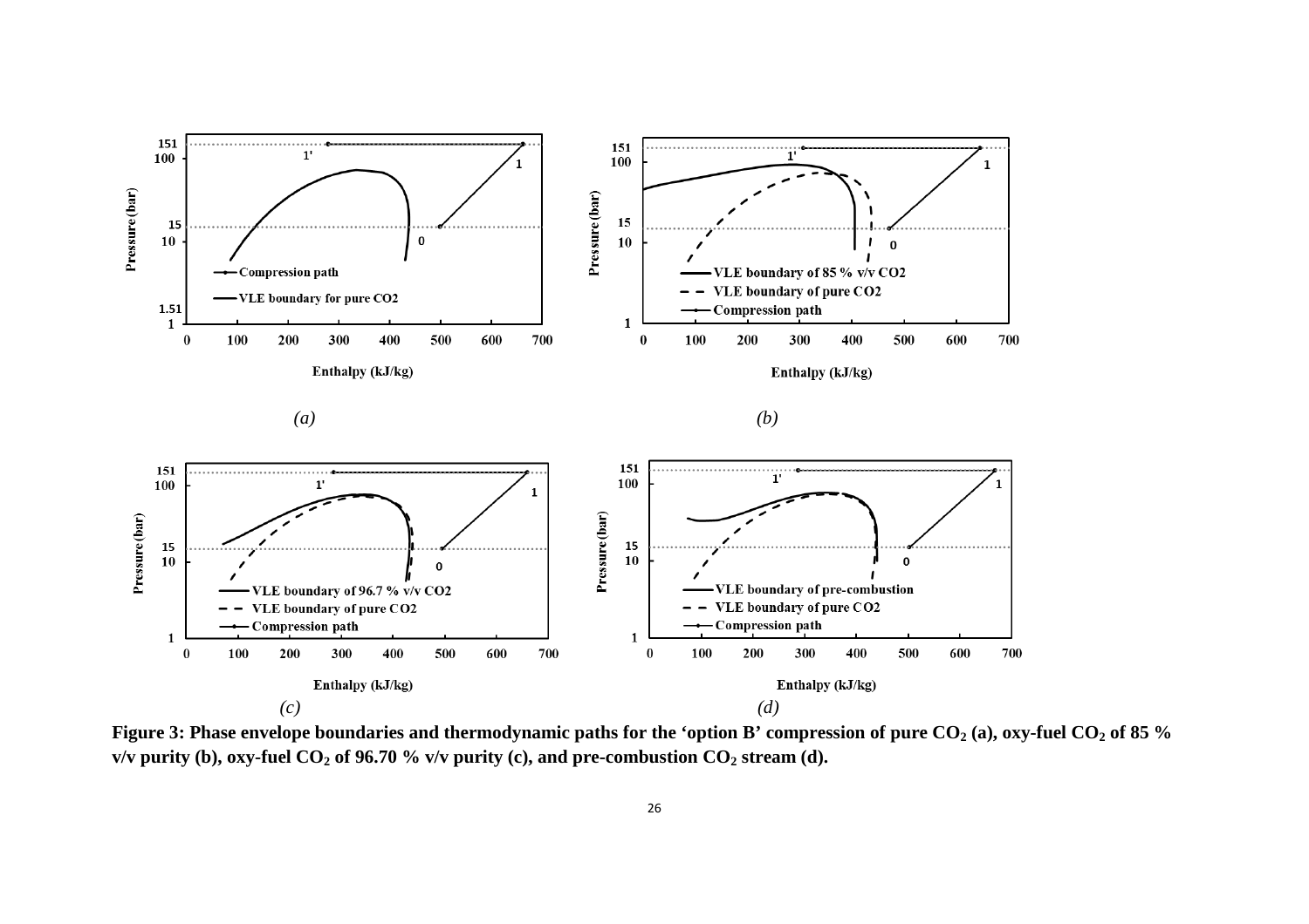**Figure 3: Phase envelope boundaries and thermodynamic paths for the 'option B' compression of pure $CO_2$ (a), oxy-fuel $CO_2$ of 85 % v/v purity (b), oxy-fuel $CO_2$ of 96.70 % v/v purity (c), and pre-combustion $CO_2$ stream (d).**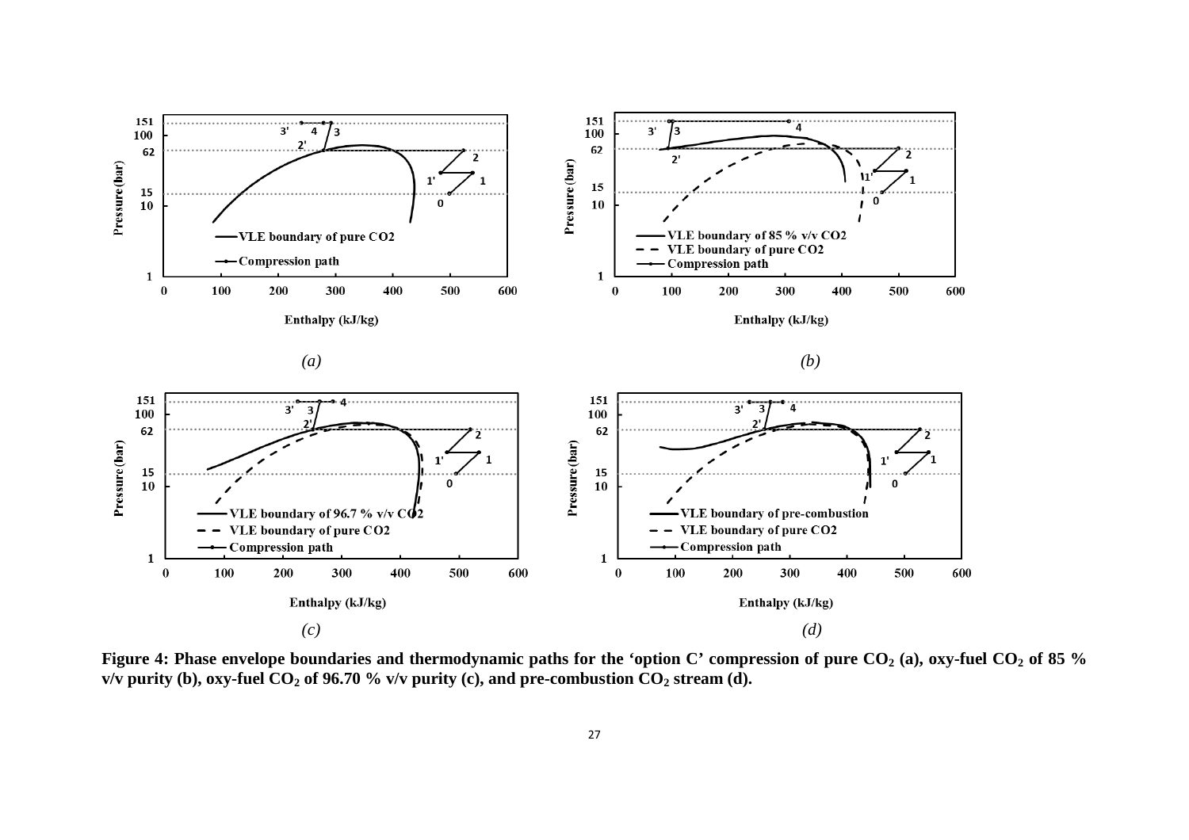**Figure 4: Phase envelope boundaries and thermodynamic paths for the 'option C' compression of pure $CO_2$ (a), oxy-fuel $CO_2$ of 85 % v/v purity (b), oxy-fuel $CO_2$ of 96.70 % v/v purity (c), and pre-combustion $CO_2$ stream (d).**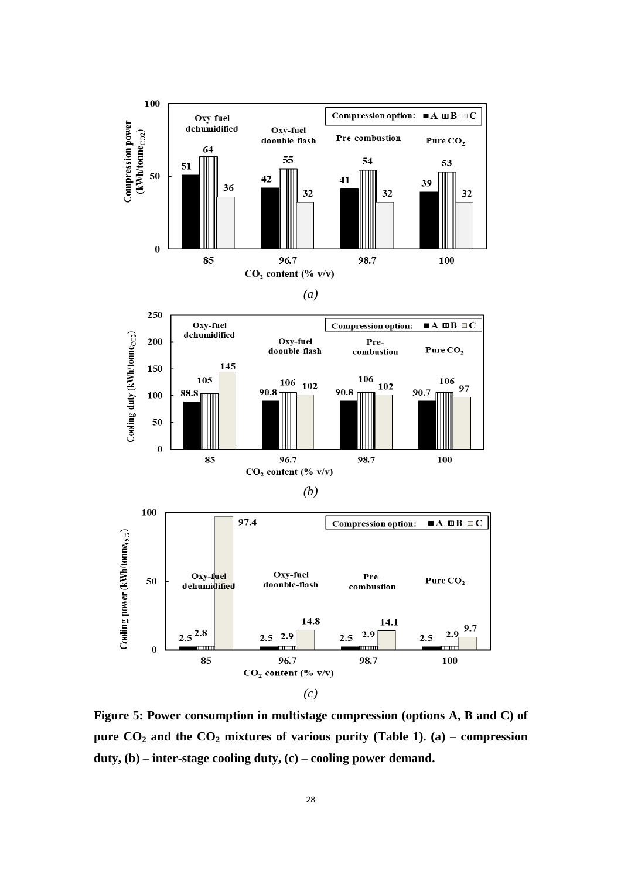**Figure 5: Power consumption in multistage compression (options A, B and C) of pure $CO_2$ and the $CO_2$ mixtures of various purity (Table 1). (a) – compression duty, (b) – inter-stage cooling duty, (c) – cooling power demand.**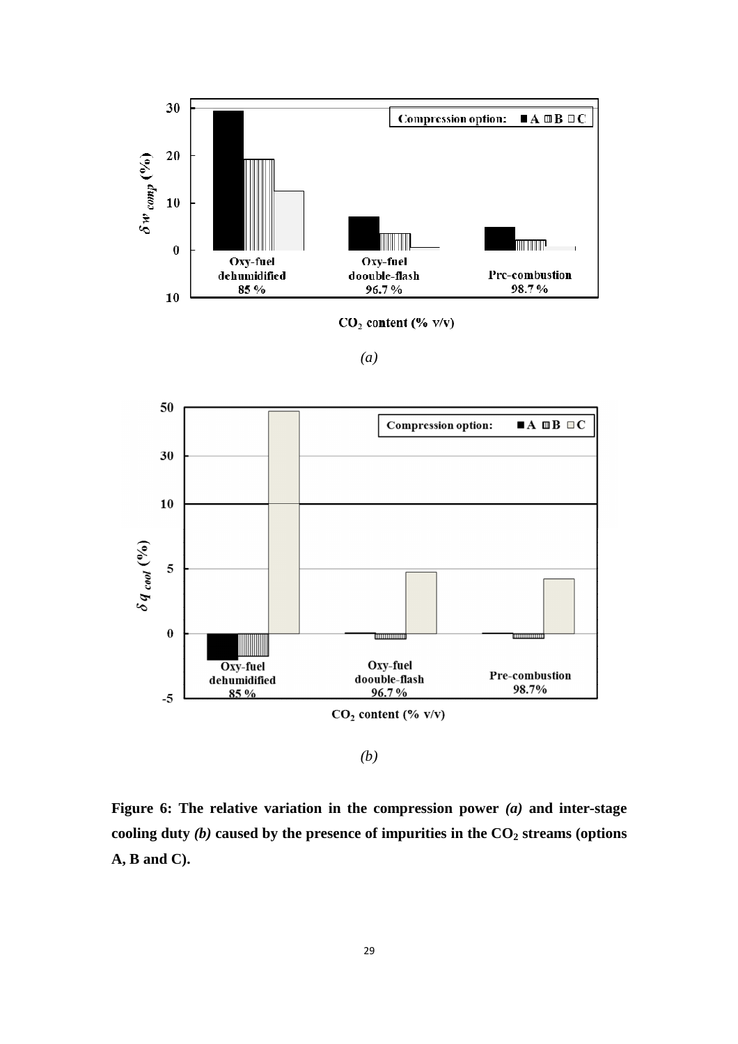**Figure 6: The relative variation in the compression power *(a)* and inter-stage cooling duty *(b)* caused by the presence of impurities in the $CO_2$ streams (options A, B and C).**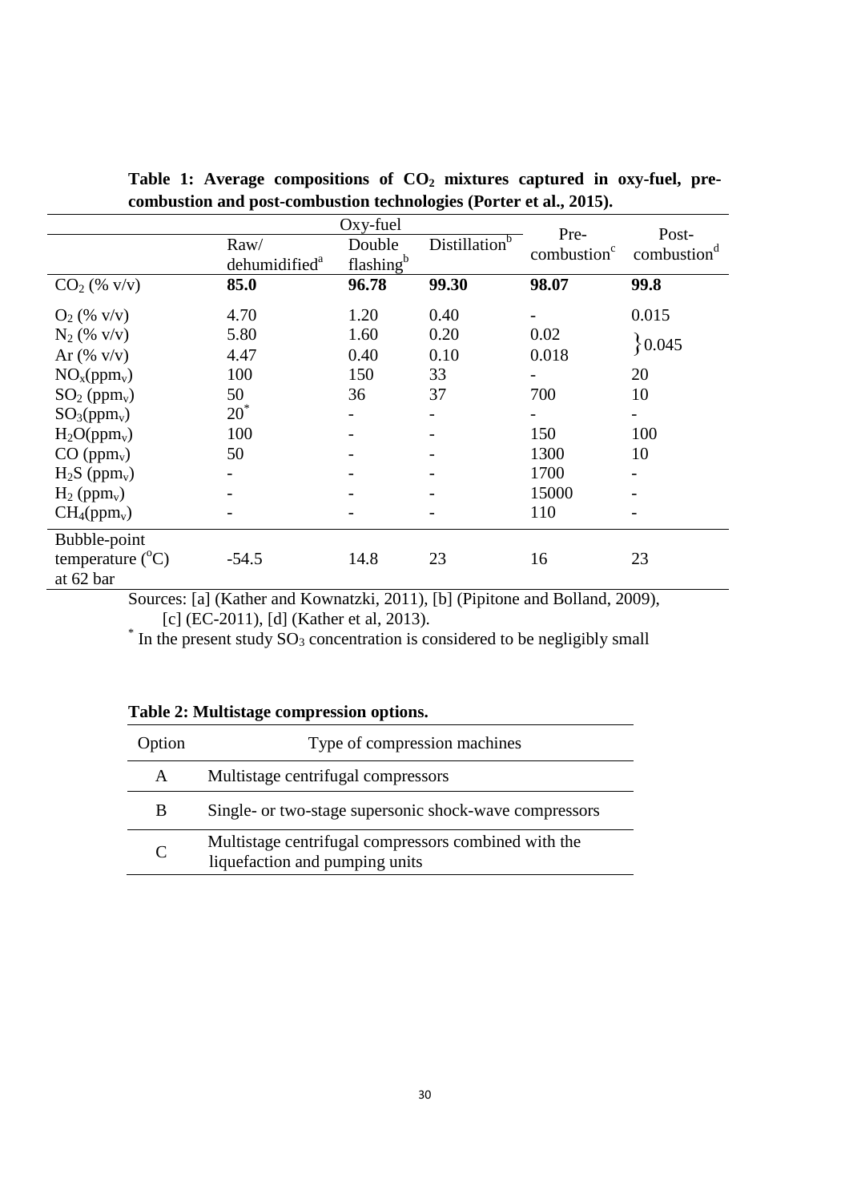**Table 1: Average compositions of $CO_2$ mixtures captured in oxy-fuel, pre-combustion and post-combustion technologies (Porter et al., 2015).**

| | Oxy-fuel | | | Pre-combustion[c] | Post-combustion[d] |
|---|---|---|---|---|---|
| | Raw/ dehumidified[a] | Double flashing[b] | Distillation[b] | | |
| $CO_2$ (% v/v) | **85.0** | **96.78** | **99.30** | **98.07** | **99.8** |
| $O_2$ (% v/v) | 4.70 | 1.20 | 0.40 | - | 0.015 |
| $N_2$ (% v/v) | 5.80 | 1.60 | 0.20 | 0.02 | } 0.045 |
| Ar (% v/v) | 4.47 | 0.40 | 0.10 | 0.018 | |
| $NO_x$($ppm_v$) | 100 | 150 | 33 | - | 20 |
| $SO_2$ ($ppm_v$) | 50 | 36 | 37 | 700 | 10 |
| $SO_3$($ppm_v$) | 20* | - | - | - | - |
| $H_2O$($ppm_v$) | 100 | - | - | 150 | 100 |
| CO ($ppm_v$) | 50 | - | - | 1300 | 10 |
| $H_2S$ ($ppm_v$) | - | - | - | 1700 | - |
| $H_2$ ($ppm_v$) | - | - | - | 15000 | - |
| $CH_4$($ppm_v$) | - | - | - | 110 | - |
| Bubble-point temperature ($^oC$) at 62 bar | -54.5 | 14.8 | 23 | 16 | 23 |

Sources: [a] (Kather and Kownatzki, 2011), [b] (Pipitone and Bolland, 2009), [c] (EC-2011), [d] (Kather et al, 2013).

\* In the present study $SO_3$ concentration is considered to be negligibly small

**Table 2: Multistage compression options.**

| Option | Type of compression machines |
|---|---|
| A | Multistage centrifugal compressors |
| B | Single- or two-stage supersonic shock-wave compressors |
| C | Multistage centrifugal compressors combined with the liquefaction and pumping units |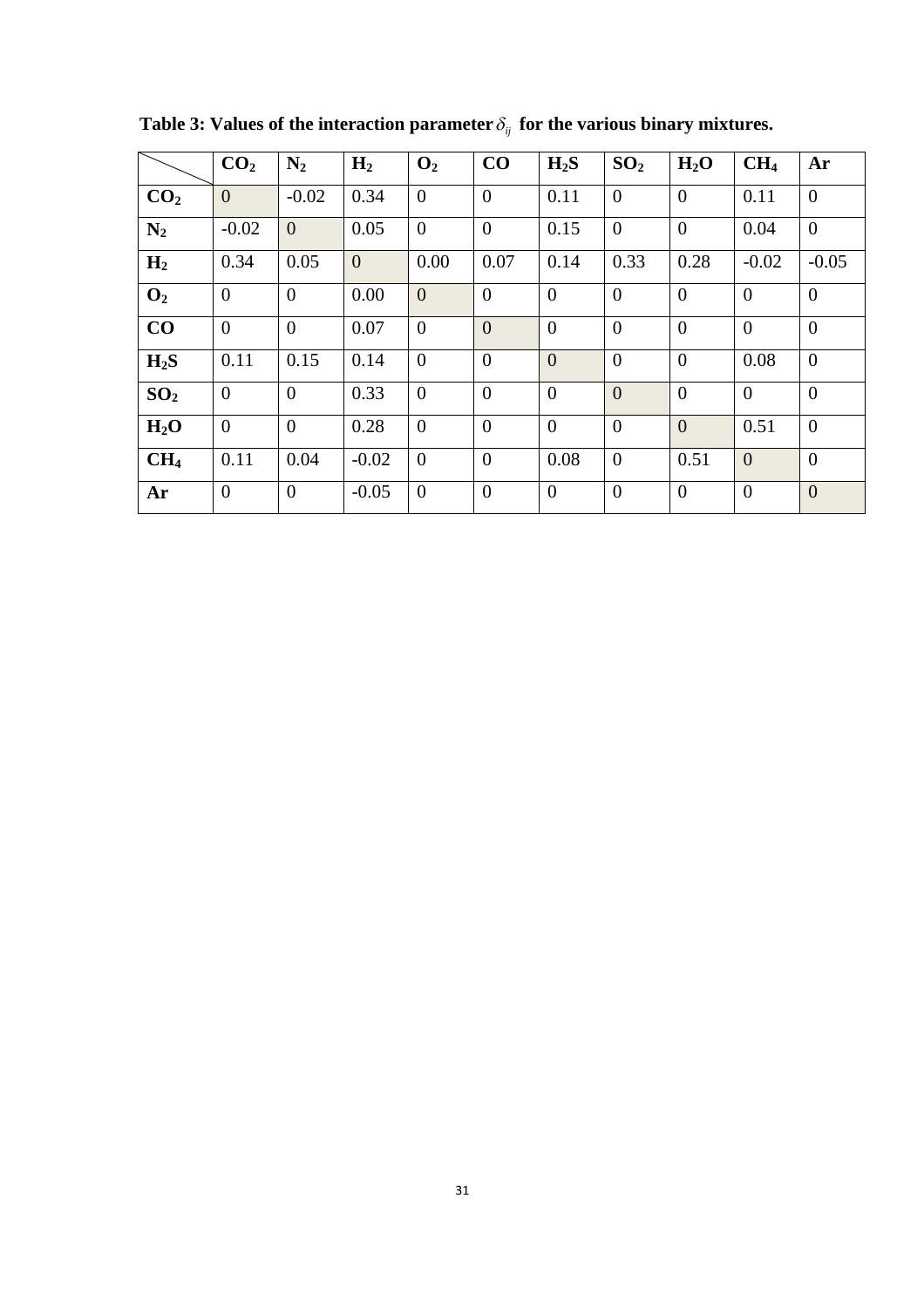**Table 3: Values of the interaction parameter $\delta_{ij}$ for the various binary mixtures.**

| | $CO_2$ | $N_2$ | $H_2$ | $O_2$ | CO | $H_2S$ | $SO_2$ | $H_2O$ | $CH_4$ | Ar |
|---|---|---|---|---|---|---|---|---|---|---|
| **$CO_2$** | 0 | -0.02 | 0.34 | 0 | 0 | 0.11 | 0 | 0 | 0.11 | 0 |
| **$N_2$** | -0.02 | 0 | 0.05 | 0 | 0 | 0.15 | 0 | 0 | 0.04 | 0 |
| **$H_2$** | 0.34 | 0.05 | 0 | 0.00 | 0.07 | 0.14 | 0.33 | 0.28 | -0.02 | -0.05 |
| **$O_2$** | 0 | 0 | 0.00 | 0 | 0 | 0 | 0 | 0 | 0 | 0 |
| **CO** | 0 | 0 | 0.07 | 0 | 0 | 0 | 0 | 0 | 0 | 0 |
| **$H_2S$** | 0.11 | 0.15 | 0.14 | 0 | 0 | 0 | 0 | 0 | 0.08 | 0 |
| **$SO_2$** | 0 | 0 | 0.33 | 0 | 0 | 0 | 0 | 0 | 0 | 0 |
| **$H_2O$** | 0 | 0 | 0.28 | 0 | 0 | 0 | 0 | 0 | 0.51 | 0 |
| **$CH_4$** | 0.11 | 0.04 | -0.02 | 0 | 0 | 0.08 | 0 | 0.51 | 0 | 0 |
| **Ar** | 0 | 0 | -0.05 | 0 | 0 | 0 | 0 | 0 | 0 | 0 |